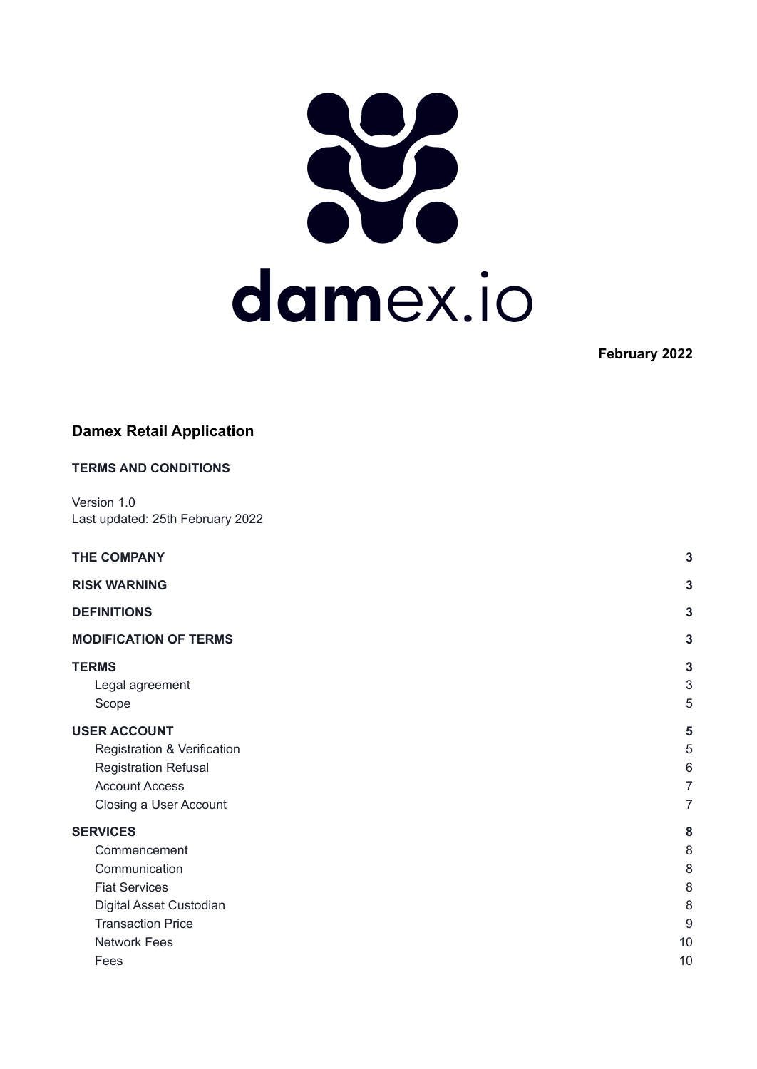damex.io

**February 2022**

## Damex Retail Application

### TERMS AND CONDITIONS

Version 1.0
Last updated: 25th February 2022

| | |
|---|---|
| **THE COMPANY** | **3** |
| **RISK WARNING** | **3** |
| **DEFINITIONS** | **3** |
| **MODIFICATION OF TERMS** | **3** |
| **TERMS** | **3** |
| Legal agreement | 3 |
| Scope | 5 |
| **USER ACCOUNT** | **5** |
| Registration & Verification | 5 |
| Registration Refusal | 6 |
| Account Access | 7 |
| Closing a User Account | 7 |
| **SERVICES** | **8** |
| Commencement | 8 |
| Communication | 8 |
| Fiat Services | 8 |
| Digital Asset Custodian | 8 |
| Transaction Price | 9 |
| Network Fees | 10 |
| Fees | 10 |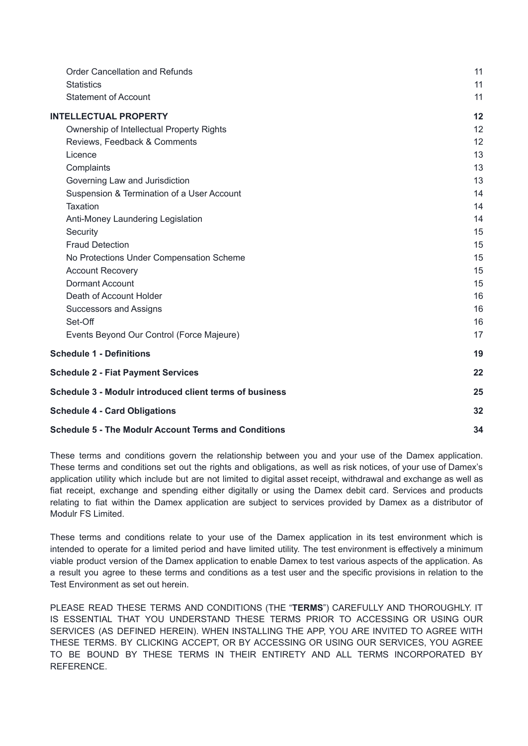| | |
|---|---|
| Order Cancellation and Refunds | 11 |
| Statistics | 11 |
| Statement of Account | 11 |
| **INTELLECTUAL PROPERTY** | **12** |
| Ownership of Intellectual Property Rights | 12 |
| Reviews, Feedback & Comments | 12 |
| Licence | 13 |
| Complaints | 13 |
| Governing Law and Jurisdiction | 13 |
| Suspension & Termination of a User Account | 14 |
| Taxation | 14 |
| Anti-Money Laundering Legislation | 14 |
| Security | 15 |
| Fraud Detection | 15 |
| No Protections Under Compensation Scheme | 15 |
| Account Recovery | 15 |
| Dormant Account | 15 |
| Death of Account Holder | 16 |
| Successors and Assigns | 16 |
| Set-Off | 16 |
| Events Beyond Our Control (Force Majeure) | 17 |
| **Schedule 1 - Definitions** | **19** |
| **Schedule 2 - Fiat Payment Services** | **22** |
| **Schedule 3 - Modulr introduced client terms of business** | **25** |
| **Schedule 4 - Card Obligations** | **32** |
| **Schedule 5 - The Modulr Account Terms and Conditions** | **34** |

These terms and conditions govern the relationship between you and your use of the Damex application. These terms and conditions set out the rights and obligations, as well as risk notices, of your use of Damex's application utility which include but are not limited to digital asset receipt, withdrawal and exchange as well as fiat receipt, exchange and spending either digitally or using the Damex debit card. Services and products relating to fiat within the Damex application are subject to services provided by Damex as a distributor of Modulr FS Limited.

These terms and conditions relate to your use of the Damex application in its test environment which is intended to operate for a limited period and have limited utility. The test environment is effectively a minimum viable product version of the Damex application to enable Damex to test various aspects of the application. As a result you agree to these terms and conditions as a test user and the specific provisions in relation to the Test Environment as set out herein.

PLEASE READ THESE TERMS AND CONDITIONS (THE "**TERMS**") CAREFULLY AND THOROUGHLY. IT IS ESSENTIAL THAT YOU UNDERSTAND THESE TERMS PRIOR TO ACCESSING OR USING OUR SERVICES (AS DEFINED HEREIN). WHEN INSTALLING THE APP, YOU ARE INVITED TO AGREE WITH THESE TERMS. BY CLICKING ACCEPT, OR BY ACCESSING OR USING OUR SERVICES, YOU AGREE TO BE BOUND BY THESE TERMS IN THEIR ENTIRETY AND ALL TERMS INCORPORATED BY REFERENCE.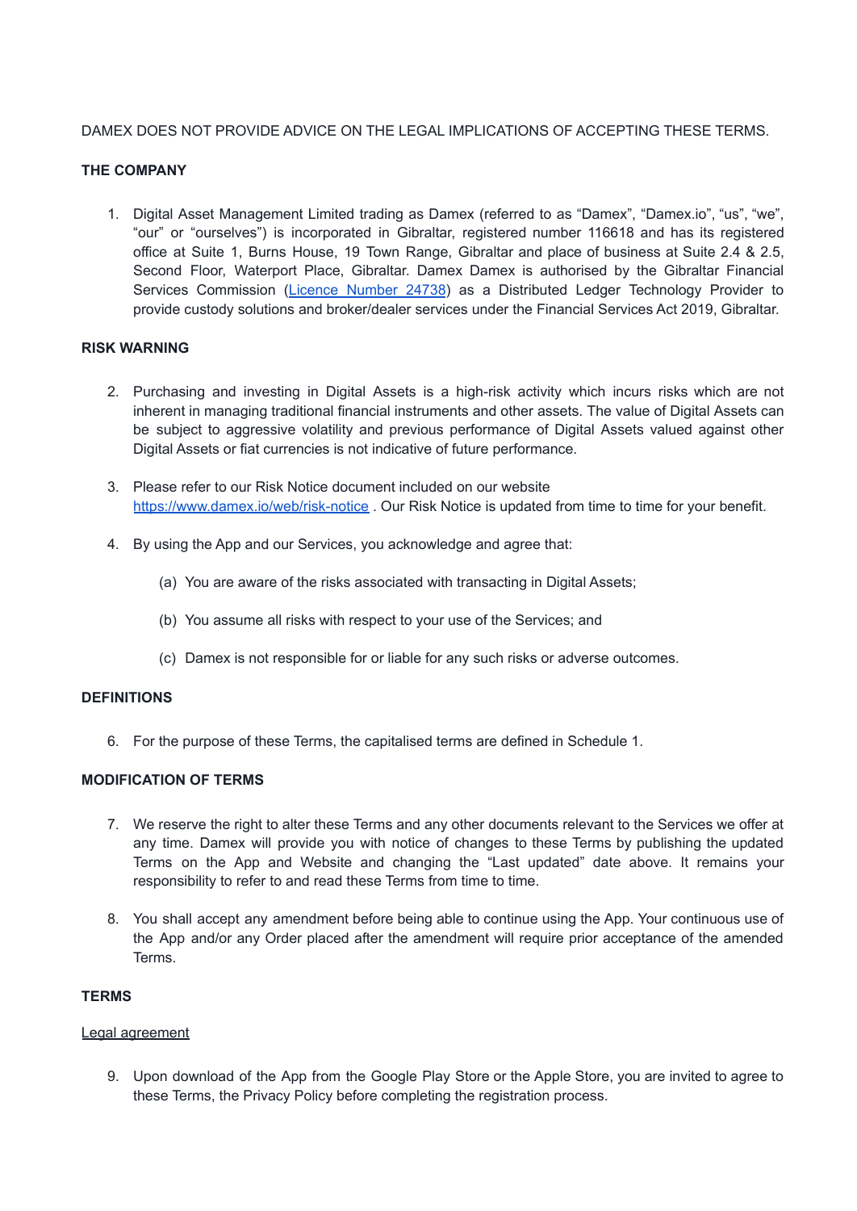DAMEX DOES NOT PROVIDE ADVICE ON THE LEGAL IMPLICATIONS OF ACCEPTING THESE TERMS.

**THE COMPANY**

1. Digital Asset Management Limited trading as Damex (referred to as "Damex", "Damex.io", "us", "we", "our" or "ourselves") is incorporated in Gibraltar, registered number 116618 and has its registered office at Suite 1, Burns House, 19 Town Range, Gibraltar and place of business at Suite 2.4 & 2.5, Second Floor, Waterport Place, Gibraltar. Damex Damex is authorised by the Gibraltar Financial Services Commission ([Licence Number 24738]) as a Distributed Ledger Technology Provider to provide custody solutions and broker/dealer services under the Financial Services Act 2019, Gibraltar.

**RISK WARNING**

2. Purchasing and investing in Digital Assets is a high-risk activity which incurs risks which are not inherent in managing traditional financial instruments and other assets. The value of Digital Assets can be subject to aggressive volatility and previous performance of Digital Assets valued against other Digital Assets or fiat currencies is not indicative of future performance.

3. Please refer to our Risk Notice document included on our website https://www.damex.io/web/risk-notice . Our Risk Notice is updated from time to time for your benefit.

4. By using the App and our Services, you acknowledge and agree that:

   (a) You are aware of the risks associated with transacting in Digital Assets;

   (b) You assume all risks with respect to your use of the Services; and

   (c) Damex is not responsible for or liable for any such risks or adverse outcomes.

**DEFINITIONS**

6. For the purpose of these Terms, the capitalised terms are defined in Schedule 1.

**MODIFICATION OF TERMS**

7. We reserve the right to alter these Terms and any other documents relevant to the Services we offer at any time. Damex will provide you with notice of changes to these Terms by publishing the updated Terms on the App and Website and changing the "Last updated" date above. It remains your responsibility to refer to and read these Terms from time to time.

8. You shall accept any amendment before being able to continue using the App. Your continuous use of the App and/or any Order placed after the amendment will require prior acceptance of the amended Terms.

**TERMS**

Legal agreement

9. Upon download of the App from the Google Play Store or the Apple Store, you are invited to agree to these Terms, the Privacy Policy before completing the registration process.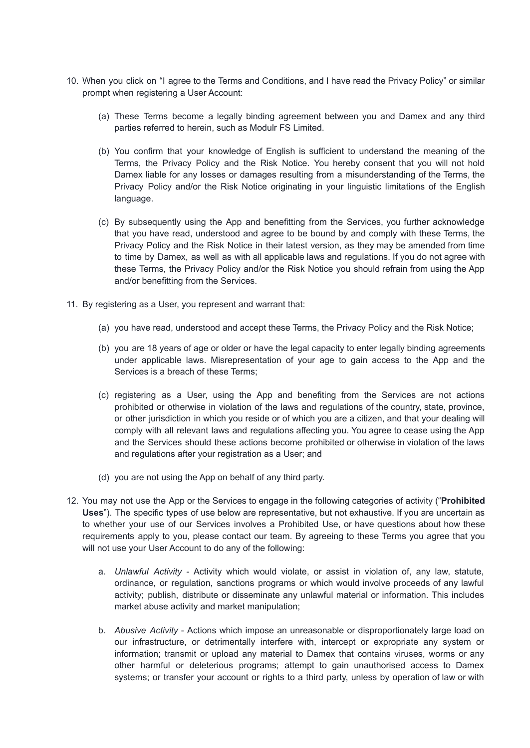10. When you click on "I agree to the Terms and Conditions, and I have read the Privacy Policy" or similar prompt when registering a User Account:

    (a) These Terms become a legally binding agreement between you and Damex and any third parties referred to herein, such as Modulr FS Limited.

    (b) You confirm that your knowledge of English is sufficient to understand the meaning of the Terms, the Privacy Policy and the Risk Notice. You hereby consent that you will not hold Damex liable for any losses or damages resulting from a misunderstanding of the Terms, the Privacy Policy and/or the Risk Notice originating in your linguistic limitations of the English language.

    (c) By subsequently using the App and benefitting from the Services, you further acknowledge that you have read, understood and agree to be bound by and comply with these Terms, the Privacy Policy and the Risk Notice in their latest version, as they may be amended from time to time by Damex, as well as with all applicable laws and regulations. If you do not agree with these Terms, the Privacy Policy and/or the Risk Notice you should refrain from using the App and/or benefitting from the Services.

11. By registering as a User, you represent and warrant that:

    (a) you have read, understood and accept these Terms, the Privacy Policy and the Risk Notice;

    (b) you are 18 years of age or older or have the legal capacity to enter legally binding agreements under applicable laws. Misrepresentation of your age to gain access to the App and the Services is a breach of these Terms;

    (c) registering as a User, using the App and benefiting from the Services are not actions prohibited or otherwise in violation of the laws and regulations of the country, state, province, or other jurisdiction in which you reside or of which you are a citizen, and that your dealing will comply with all relevant laws and regulations affecting you. You agree to cease using the App and the Services should these actions become prohibited or otherwise in violation of the laws and regulations after your registration as a User; and

    (d) you are not using the App on behalf of any third party.

12. You may not use the App or the Services to engage in the following categories of activity ("**Prohibited Uses**"). The specific types of use below are representative, but not exhaustive. If you are uncertain as to whether your use of our Services involves a Prohibited Use, or have questions about how these requirements apply to you, please contact our team. By agreeing to these Terms you agree that you will not use your User Account to do any of the following:

    a. *Unlawful Activity* - Activity which would violate, or assist in violation of, any law, statute, ordinance, or regulation, sanctions programs or which would involve proceeds of any lawful activity; publish, distribute or disseminate any unlawful material or information. This includes market abuse activity and market manipulation;

    b. *Abusive Activity* - Actions which impose an unreasonable or disproportionately large load on our infrastructure, or detrimentally interfere with, intercept or expropriate any system or information; transmit or upload any material to Damex that contains viruses, worms or any other harmful or deleterious programs; attempt to gain unauthorised access to Damex systems; or transfer your account or rights to a third party, unless by operation of law or with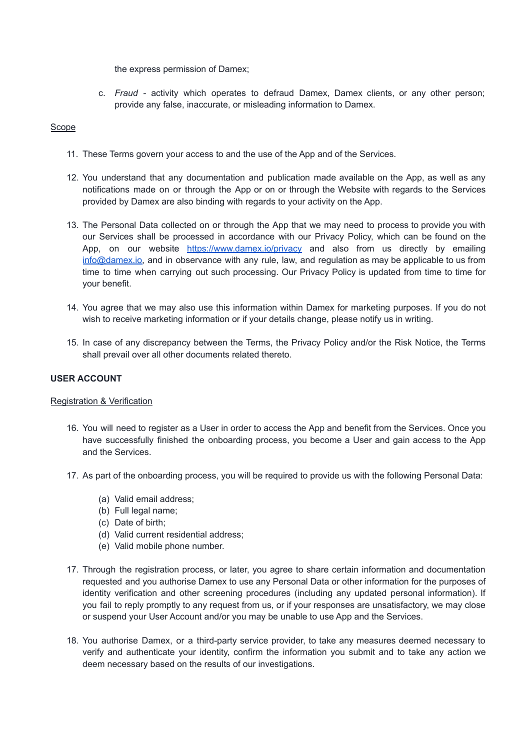the express permission of Damex;

c. *Fraud* - activity which operates to defraud Damex, Damex clients, or any other person; provide any false, inaccurate, or misleading information to Damex.

<u>Scope</u>

11. These Terms govern your access to and the use of the App and of the Services.

12. You understand that any documentation and publication made available on the App, as well as any notifications made on or through the App or on or through the Website with regards to the Services provided by Damex are also binding with regards to your activity on the App.

13. The Personal Data collected on or through the App that we may need to process to provide you with our Services shall be processed in accordance with our Privacy Policy, which can be found on the App, on our website [https://www.damex.io/privacy](https://www.damex.io/privacy) and also from us directly by emailing [info@damex.io](mailto:info@damex.io), and in observance with any rule, law, and regulation as may be applicable to us from time to time when carrying out such processing. Our Privacy Policy is updated from time to time for your benefit.

14. You agree that we may also use this information within Damex for marketing purposes. If you do not wish to receive marketing information or if your details change, please notify us in writing.

15. In case of any discrepancy between the Terms, the Privacy Policy and/or the Risk Notice, the Terms shall prevail over all other documents related thereto.

**USER ACCOUNT**

<u>Registration & Verification</u>

16. You will need to register as a User in order to access the App and benefit from the Services. Once you have successfully finished the onboarding process, you become a User and gain access to the App and the Services.

17. As part of the onboarding process, you will be required to provide us with the following Personal Data:

    (a) Valid email address;
    (b) Full legal name;
    (c) Date of birth;
    (d) Valid current residential address;
    (e) Valid mobile phone number.

17. Through the registration process, or later, you agree to share certain information and documentation requested and you authorise Damex to use any Personal Data or other information for the purposes of identity verification and other screening procedures (including any updated personal information). If you fail to reply promptly to any request from us, or if your responses are unsatisfactory, we may close or suspend your User Account and/or you may be unable to use App and the Services.

18. You authorise Damex, or a third-party service provider, to take any measures deemed necessary to verify and authenticate your identity, confirm the information you submit and to take any action we deem necessary based on the results of our investigations.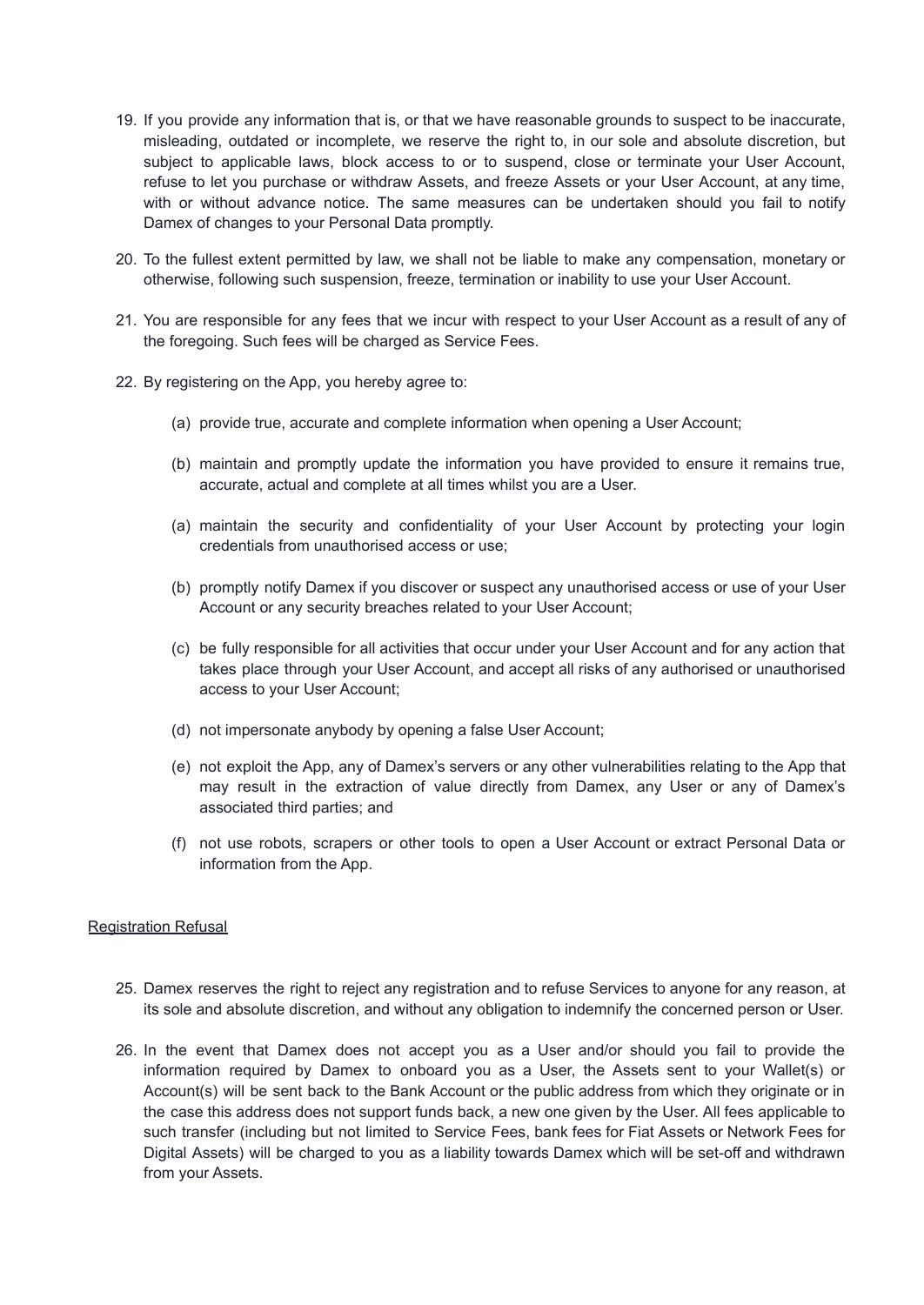19. If you provide any information that is, or that we have reasonable grounds to suspect to be inaccurate, misleading, outdated or incomplete, we reserve the right to, in our sole and absolute discretion, but subject to applicable laws, block access to or to suspend, close or terminate your User Account, refuse to let you purchase or withdraw Assets, and freeze Assets or your User Account, at any time, with or without advance notice. The same measures can be undertaken should you fail to notify Damex of changes to your Personal Data promptly.

20. To the fullest extent permitted by law, we shall not be liable to make any compensation, monetary or otherwise, following such suspension, freeze, termination or inability to use your User Account.

21. You are responsible for any fees that we incur with respect to your User Account as a result of any of the foregoing. Such fees will be charged as Service Fees.

22. By registering on the App, you hereby agree to:

    (a) provide true, accurate and complete information when opening a User Account;

    (b) maintain and promptly update the information you have provided to ensure it remains true, accurate, actual and complete at all times whilst you are a User.

    (a) maintain the security and confidentiality of your User Account by protecting your login credentials from unauthorised access or use;

    (b) promptly notify Damex if you discover or suspect any unauthorised access or use of your User Account or any security breaches related to your User Account;

    (c) be fully responsible for all activities that occur under your User Account and for any action that takes place through your User Account, and accept all risks of any authorised or unauthorised access to your User Account;

    (d) not impersonate anybody by opening a false User Account;

    (e) not exploit the App, any of Damex's servers or any other vulnerabilities relating to the App that may result in the extraction of value directly from Damex, any User or any of Damex's associated third parties; and

    (f) not use robots, scrapers or other tools to open a User Account or extract Personal Data or information from the App.

<u>Registration Refusal</u>

25. Damex reserves the right to reject any registration and to refuse Services to anyone for any reason, at its sole and absolute discretion, and without any obligation to indemnify the concerned person or User.

26. In the event that Damex does not accept you as a User and/or should you fail to provide the information required by Damex to onboard you as a User, the Assets sent to your Wallet(s) or Account(s) will be sent back to the Bank Account or the public address from which they originate or in the case this address does not support funds back, a new one given by the User. All fees applicable to such transfer (including but not limited to Service Fees, bank fees for Fiat Assets or Network Fees for Digital Assets) will be charged to you as a liability towards Damex which will be set-off and withdrawn from your Assets.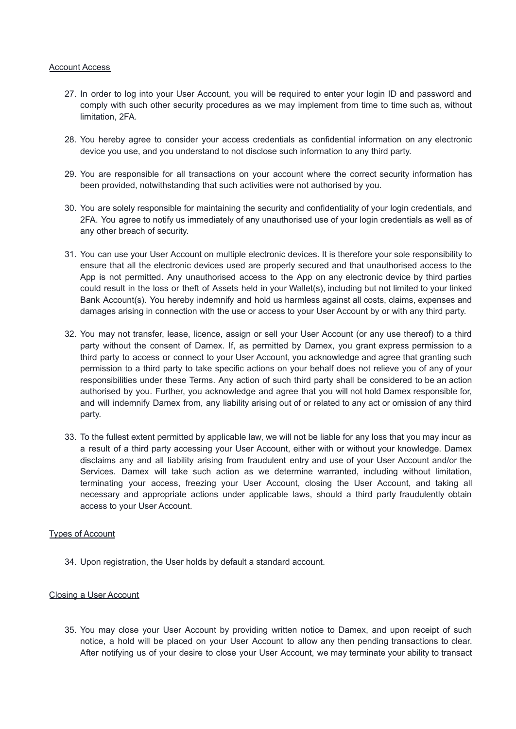Account Access

27. In order to log into your User Account, you will be required to enter your login ID and password and comply with such other security procedures as we may implement from time to time such as, without limitation, 2FA.

28. You hereby agree to consider your access credentials as confidential information on any electronic device you use, and you understand to not disclose such information to any third party.

29. You are responsible for all transactions on your account where the correct security information has been provided, notwithstanding that such activities were not authorised by you.

30. You are solely responsible for maintaining the security and confidentiality of your login credentials, and 2FA. You agree to notify us immediately of any unauthorised use of your login credentials as well as of any other breach of security.

31. You can use your User Account on multiple electronic devices. It is therefore your sole responsibility to ensure that all the electronic devices used are properly secured and that unauthorised access to the App is not permitted. Any unauthorised access to the App on any electronic device by third parties could result in the loss or theft of Assets held in your Wallet(s), including but not limited to your linked Bank Account(s). You hereby indemnify and hold us harmless against all costs, claims, expenses and damages arising in connection with the use or access to your User Account by or with any third party.

32. You may not transfer, lease, licence, assign or sell your User Account (or any use thereof) to a third party without the consent of Damex. If, as permitted by Damex, you grant express permission to a third party to access or connect to your User Account, you acknowledge and agree that granting such permission to a third party to take specific actions on your behalf does not relieve you of any of your responsibilities under these Terms. Any action of such third party shall be considered to be an action authorised by you. Further, you acknowledge and agree that you will not hold Damex responsible for, and will indemnify Damex from, any liability arising out of or related to any act or omission of any third party.

33. To the fullest extent permitted by applicable law, we will not be liable for any loss that you may incur as a result of a third party accessing your User Account, either with or without your knowledge. Damex disclaims any and all liability arising from fraudulent entry and use of your User Account and/or the Services. Damex will take such action as we determine warranted, including without limitation, terminating your access, freezing your User Account, closing the User Account, and taking all necessary and appropriate actions under applicable laws, should a third party fraudulently obtain access to your User Account.

Types of Account

34. Upon registration, the User holds by default a standard account.

Closing a User Account

35. You may close your User Account by providing written notice to Damex, and upon receipt of such notice, a hold will be placed on your User Account to allow any then pending transactions to clear. After notifying us of your desire to close your User Account, we may terminate your ability to transact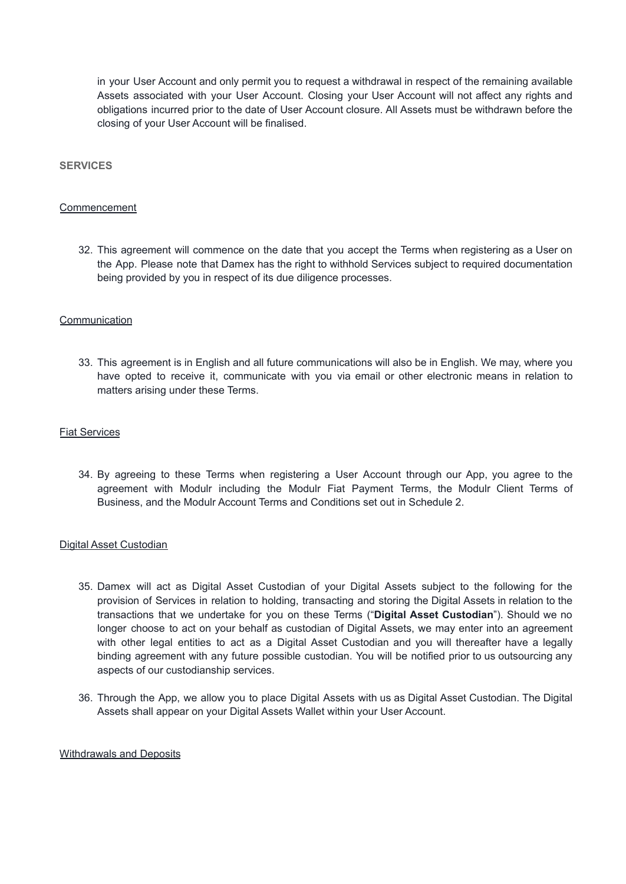in your User Account and only permit you to request a withdrawal in respect of the remaining available Assets associated with your User Account. Closing your User Account will not affect any rights and obligations incurred prior to the date of User Account closure. All Assets must be withdrawn before the closing of your User Account will be finalised.

## SERVICES

### Commencement

32. This agreement will commence on the date that you accept the Terms when registering as a User on the App. Please note that Damex has the right to withhold Services subject to required documentation being provided by you in respect of its due diligence processes.

### Communication

33. This agreement is in English and all future communications will also be in English. We may, where you have opted to receive it, communicate with you via email or other electronic means in relation to matters arising under these Terms.

### Fiat Services

34. By agreeing to these Terms when registering a User Account through our App, you agree to the agreement with Modulr including the Modulr Fiat Payment Terms, the Modulr Client Terms of Business, and the Modulr Account Terms and Conditions set out in Schedule 2.

### Digital Asset Custodian

35. Damex will act as Digital Asset Custodian of your Digital Assets subject to the following for the provision of Services in relation to holding, transacting and storing the Digital Assets in relation to the transactions that we undertake for you on these Terms ("**Digital Asset Custodian**"). Should we no longer choose to act on your behalf as custodian of Digital Assets, we may enter into an agreement with other legal entities to act as a Digital Asset Custodian and you will thereafter have a legally binding agreement with any future possible custodian. You will be notified prior to us outsourcing any aspects of our custodianship services.

36. Through the App, we allow you to place Digital Assets with us as Digital Asset Custodian. The Digital Assets shall appear on your Digital Assets Wallet within your User Account.

### Withdrawals and Deposits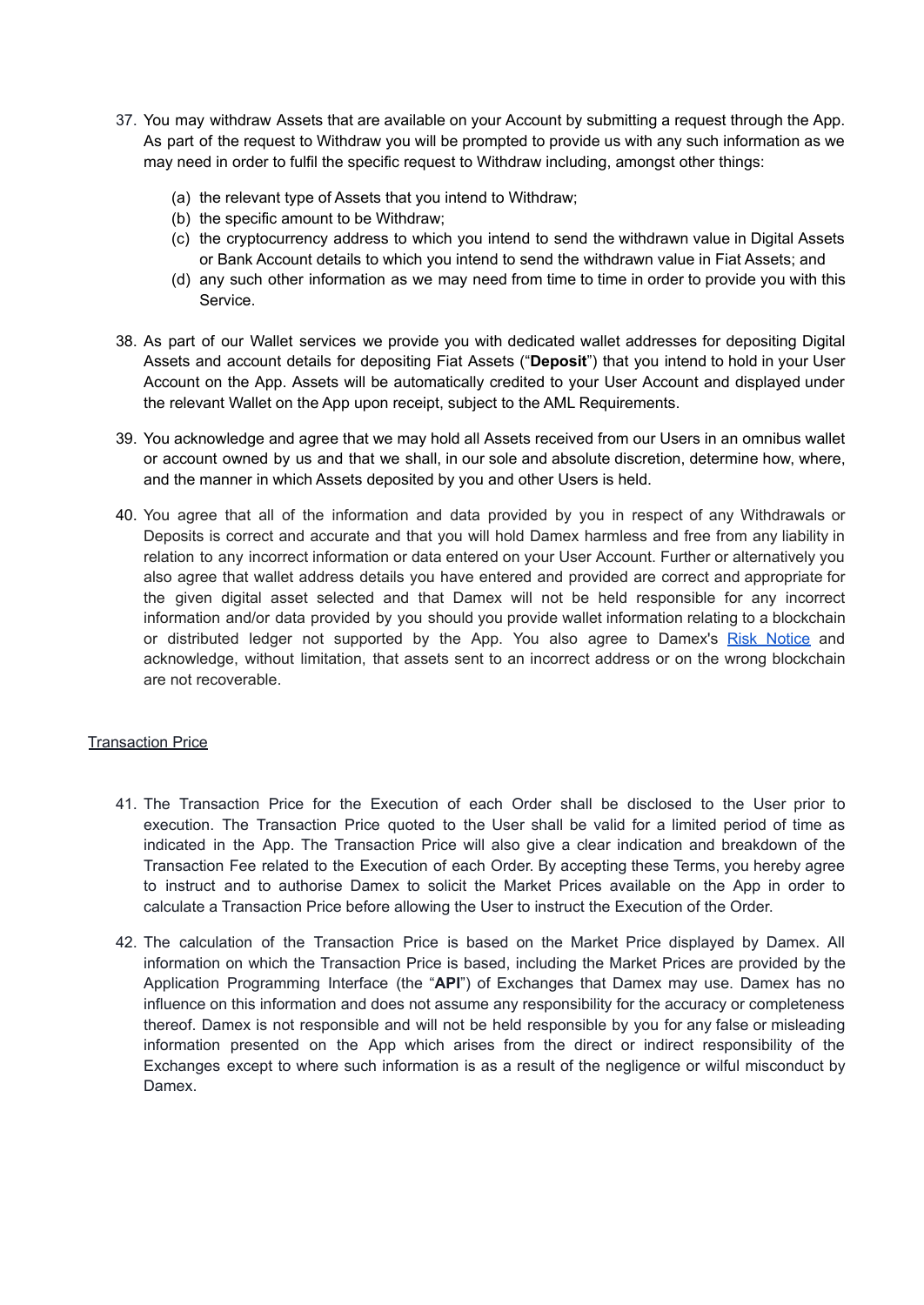37. You may withdraw Assets that are available on your Account by submitting a request through the App. As part of the request to Withdraw you will be prompted to provide us with any such information as we may need in order to fulfil the specific request to Withdraw including, amongst other things:

    (a) the relevant type of Assets that you intend to Withdraw;
    (b) the specific amount to be Withdrawn;
    (c) the cryptocurrency address to which you intend to send the withdrawn value in Digital Assets or Bank Account details to which you intend to send the withdrawn value in Fiat Assets; and
    (d) any such other information as we may need from time to time in order to provide you with this Service.

38. As part of our Wallet services we provide you with dedicated wallet addresses for depositing Digital Assets and account details for depositing Fiat Assets ("**Deposit**") that you intend to hold in your User Account on the App. Assets will be automatically credited to your User Account and displayed under the relevant Wallet on the App upon receipt, subject to the AML Requirements.

39. You acknowledge and agree that we may hold all Assets received from our Users in an omnibus wallet or account owned by us and that we shall, in our sole and absolute discretion, determine how, where, and the manner in which Assets deposited by you and other Users is held.

40. You agree that all of the information and data provided by you in respect of any Withdrawals or Deposits is correct and accurate and that you will hold Damex harmless and free from any liability in relation to any incorrect information or data entered on your User Account. Further or alternatively you also agree that wallet address details you have entered and provided are correct and appropriate for the given digital asset selected and that Damex will not be held responsible for any incorrect information and/or data provided by you should you provide wallet information relating to a blockchain or distributed ledger not supported by the App. You also agree to Damex's Risk Notice and acknowledge, without limitation, that assets sent to an incorrect address or on the wrong blockchain are not recoverable.

<u>Transaction Price</u>

41. The Transaction Price for the Execution of each Order shall be disclosed to the User prior to execution. The Transaction Price quoted to the User shall be valid for a limited period of time as indicated in the App. The Transaction Price will also give a clear indication and breakdown of the Transaction Fee related to the Execution of each Order. By accepting these Terms, you hereby agree to instruct and to authorise Damex to solicit the Market Prices available on the App in order to calculate a Transaction Price before allowing the User to instruct the Execution of the Order.

42. The calculation of the Transaction Price is based on the Market Price displayed by Damex. All information on which the Transaction Price is based, including the Market Prices are provided by the Application Programming Interface (the "**API**") of Exchanges that Damex may use. Damex has no influence on this information and does not assume any responsibility for the accuracy or completeness thereof. Damex is not responsible and will not be held responsible by you for any false or misleading information presented on the App which arises from the direct or indirect responsibility of the Exchanges except to where such information is as a result of the negligence or wilful misconduct by Damex.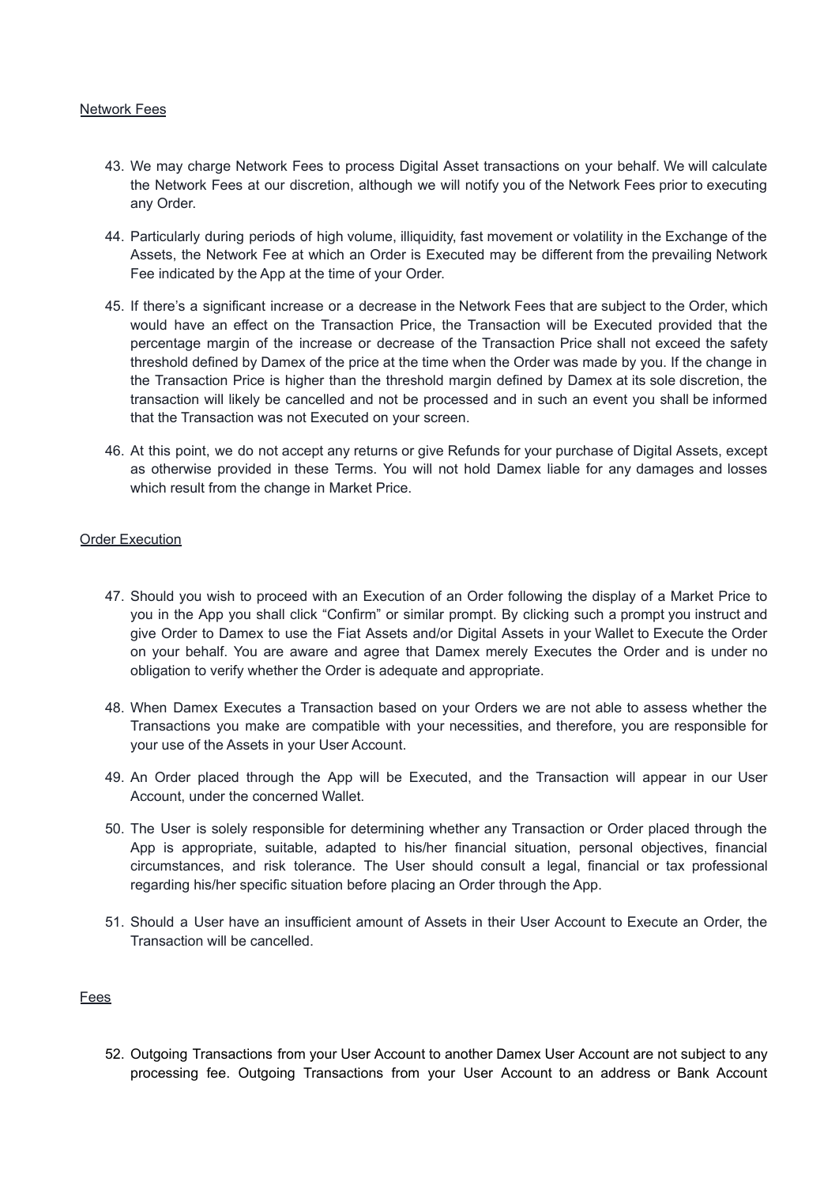Network Fees

43. We may charge Network Fees to process Digital Asset transactions on your behalf. We will calculate the Network Fees at our discretion, although we will notify you of the Network Fees prior to executing any Order.

44. Particularly during periods of high volume, illiquidity, fast movement or volatility in the Exchange of the Assets, the Network Fee at which an Order is Executed may be different from the prevailing Network Fee indicated by the App at the time of your Order.

45. If there's a significant increase or a decrease in the Network Fees that are subject to the Order, which would have an effect on the Transaction Price, the Transaction will be Executed provided that the percentage margin of the increase or decrease of the Transaction Price shall not exceed the safety threshold defined by Damex of the price at the time when the Order was made by you. If the change in the Transaction Price is higher than the threshold margin defined by Damex at its sole discretion, the transaction will likely be cancelled and not be processed and in such an event you shall be informed that the Transaction was not Executed on your screen.

46. At this point, we do not accept any returns or give Refunds for your purchase of Digital Assets, except as otherwise provided in these Terms. You will not hold Damex liable for any damages and losses which result from the change in Market Price.

Order Execution

47. Should you wish to proceed with an Execution of an Order following the display of a Market Price to you in the App you shall click "Confirm" or similar prompt. By clicking such a prompt you instruct and give Order to Damex to use the Fiat Assets and/or Digital Assets in your Wallet to Execute the Order on your behalf. You are aware and agree that Damex merely Executes the Order and is under no obligation to verify whether the Order is adequate and appropriate.

48. When Damex Executes a Transaction based on your Orders we are not able to assess whether the Transactions you make are compatible with your necessities, and therefore, you are responsible for your use of the Assets in your User Account.

49. An Order placed through the App will be Executed, and the Transaction will appear in our User Account, under the concerned Wallet.

50. The User is solely responsible for determining whether any Transaction or Order placed through the App is appropriate, suitable, adapted to his/her financial situation, personal objectives, financial circumstances, and risk tolerance. The User should consult a legal, financial or tax professional regarding his/her specific situation before placing an Order through the App.

51. Should a User have an insufficient amount of Assets in their User Account to Execute an Order, the Transaction will be cancelled.

Fees

52. Outgoing Transactions from your User Account to another Damex User Account are not subject to any processing fee. Outgoing Transactions from your User Account to an address or Bank Account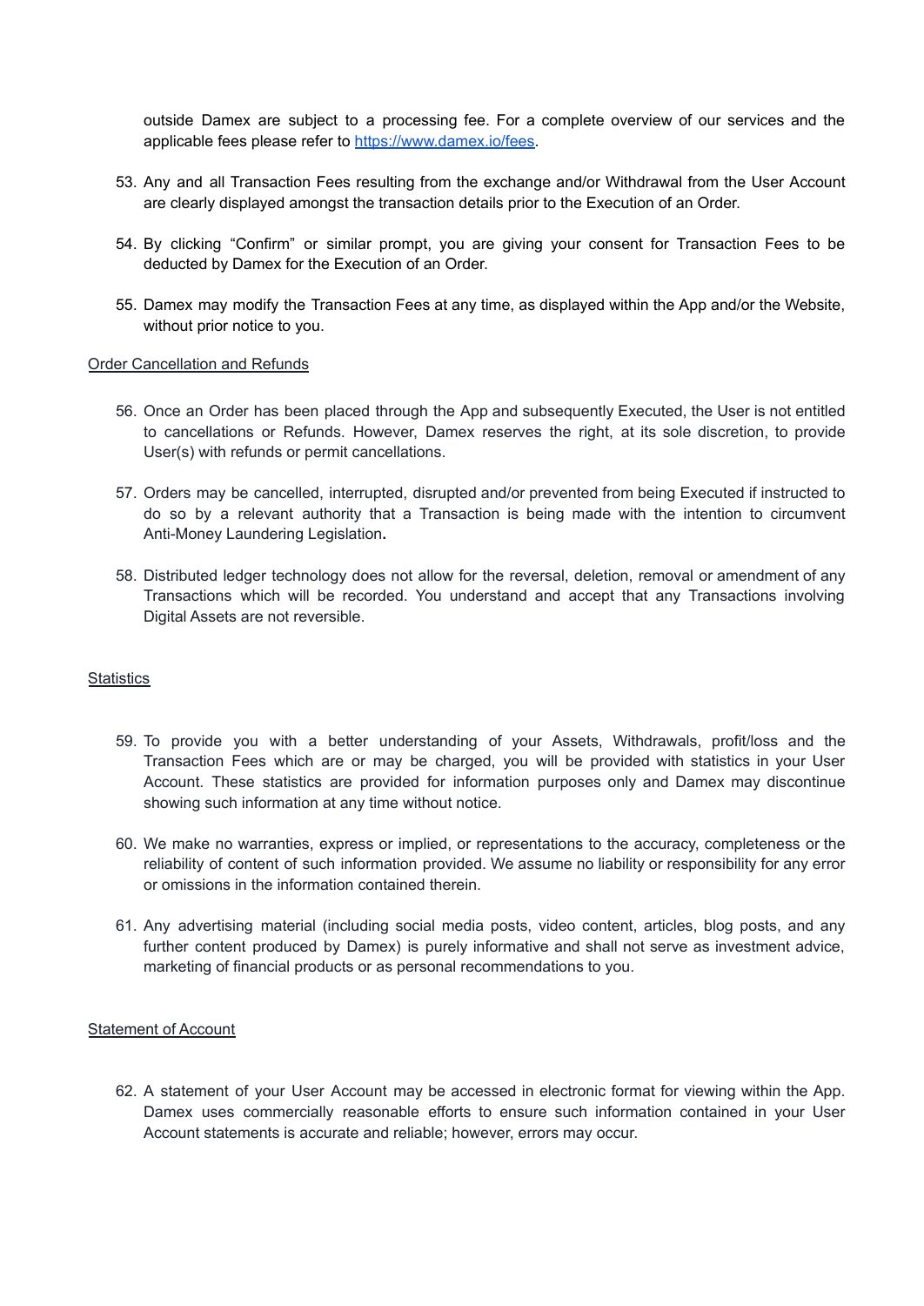outside Damex are subject to a processing fee. For a complete overview of our services and the applicable fees please refer to [https://www.damex.io/fees](https://www.damex.io/fees).

53. Any and all Transaction Fees resulting from the exchange and/or Withdrawal from the User Account are clearly displayed amongst the transaction details prior to the Execution of an Order.

54. By clicking "Confirm" or similar prompt, you are giving your consent for Transaction Fees to be deducted by Damex for the Execution of an Order.

55. Damex may modify the Transaction Fees at any time, as displayed within the App and/or the Website, without prior notice to you.

Order Cancellation and Refunds

56. Once an Order has been placed through the App and subsequently Executed, the User is not entitled to cancellations or Refunds. However, Damex reserves the right, at its sole discretion, to provide User(s) with refunds or permit cancellations.

57. Orders may be cancelled, interrupted, disrupted and/or prevented from being Executed if instructed to do so by a relevant authority that a Transaction is being made with the intention to circumvent Anti-Money Laundering Legislation**.**

58. Distributed ledger technology does not allow for the reversal, deletion, removal or amendment of any Transactions which will be recorded. You understand and accept that any Transactions involving Digital Assets are not reversible.

Statistics

59. To provide you with a better understanding of your Assets, Withdrawals, profit/loss and the Transaction Fees which are or may be charged, you will be provided with statistics in your User Account. These statistics are provided for information purposes only and Damex may discontinue showing such information at any time without notice.

60. We make no warranties, express or implied, or representations to the accuracy, completeness or the reliability of content of such information provided. We assume no liability or responsibility for any error or omissions in the information contained therein.

61. Any advertising material (including social media posts, video content, articles, blog posts, and any further content produced by Damex) is purely informative and shall not serve as investment advice, marketing of financial products or as personal recommendations to you.

Statement of Account

62. A statement of your User Account may be accessed in electronic format for viewing within the App. Damex uses commercially reasonable efforts to ensure such information contained in your User Account statements is accurate and reliable; however, errors may occur.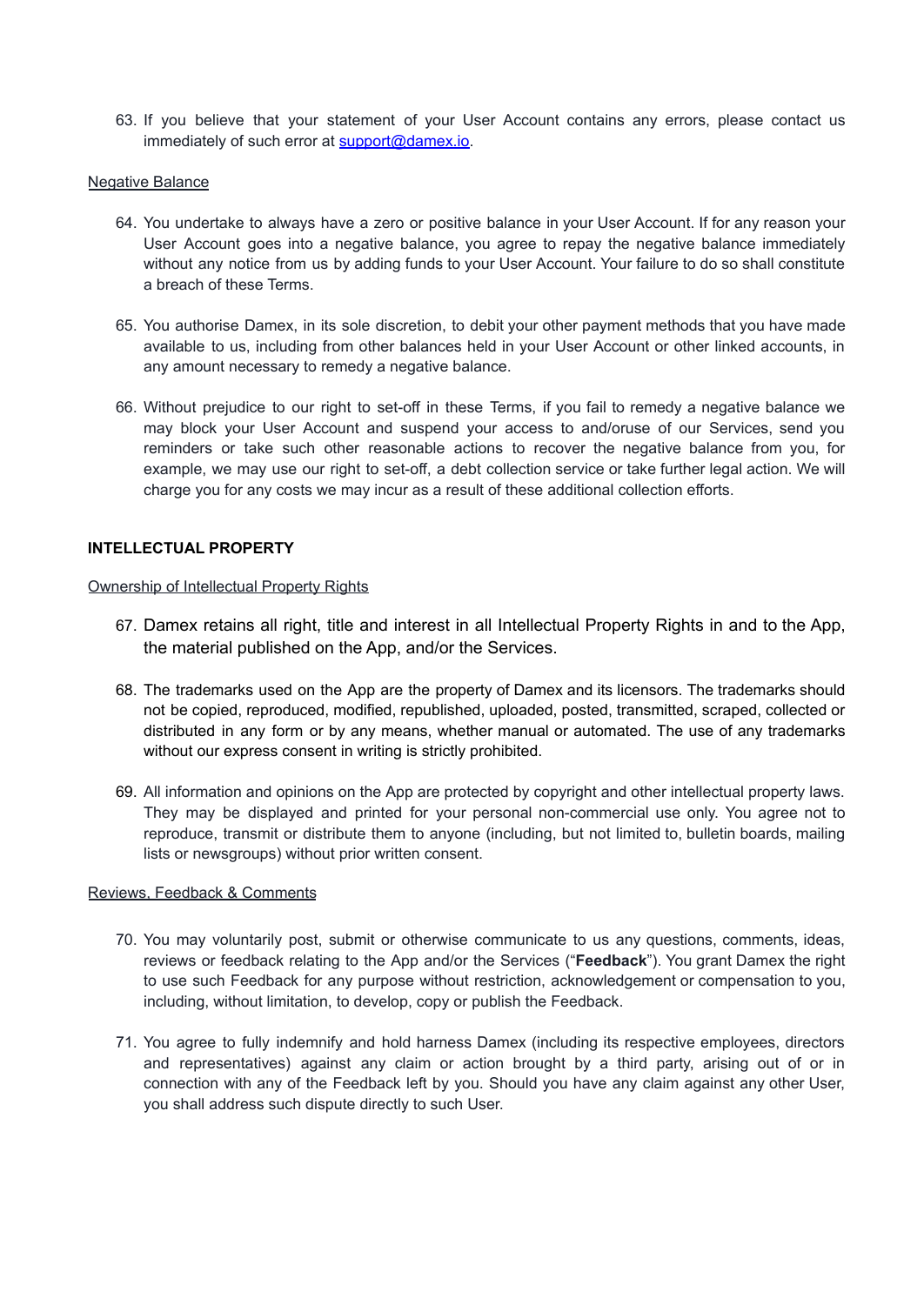63. If you believe that your statement of your User Account contains any errors, please contact us immediately of such error at support@damex.io.

Negative Balance

64. You undertake to always have a zero or positive balance in your User Account. If for any reason your User Account goes into a negative balance, you agree to repay the negative balance immediately without any notice from us by adding funds to your User Account. Your failure to do so shall constitute a breach of these Terms.

65. You authorise Damex, in its sole discretion, to debit your other payment methods that you have made available to us, including from other balances held in your User Account or other linked accounts, in any amount necessary to remedy a negative balance.

66. Without prejudice to our right to set-off in these Terms, if you fail to remedy a negative balance we may block your User Account and suspend your access to and/oruse of our Services, send you reminders or take such other reasonable actions to recover the negative balance from you, for example, we may use our right to set-off, a debt collection service or take further legal action. We will charge you for any costs we may incur as a result of these additional collection efforts.

## INTELLECTUAL PROPERTY

Ownership of Intellectual Property Rights

67. Damex retains all right, title and interest in all Intellectual Property Rights in and to the App, the material published on the App, and/or the Services.

68. The trademarks used on the App are the property of Damex and its licensors. The trademarks should not be copied, reproduced, modified, republished, uploaded, posted, transmitted, scraped, collected or distributed in any form or by any means, whether manual or automated. The use of any trademarks without our express consent in writing is strictly prohibited.

69. All information and opinions on the App are protected by copyright and other intellectual property laws. They may be displayed and printed for your personal non-commercial use only. You agree not to reproduce, transmit or distribute them to anyone (including, but not limited to, bulletin boards, mailing lists or newsgroups) without prior written consent.

Reviews, Feedback & Comments

70. You may voluntarily post, submit or otherwise communicate to us any questions, comments, ideas, reviews or feedback relating to the App and/or the Services ("**Feedback**"). You grant Damex the right to use such Feedback for any purpose without restriction, acknowledgement or compensation to you, including, without limitation, to develop, copy or publish the Feedback.

71. You agree to fully indemnify and hold harness Damex (including its respective employees, directors and representatives) against any claim or action brought by a third party, arising out of or in connection with any of the Feedback left by you. Should you have any claim against any other User, you shall address such dispute directly to such User.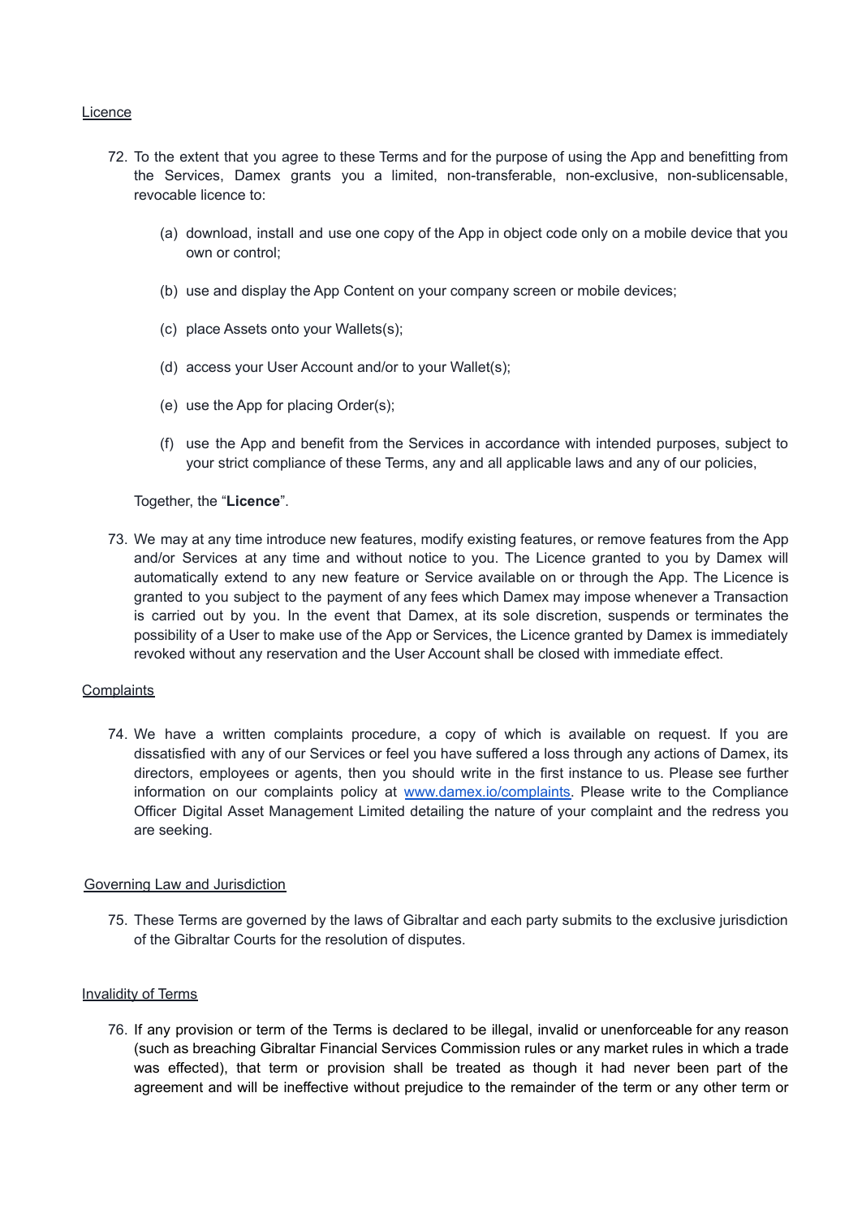Licence

72. To the extent that you agree to these Terms and for the purpose of using the App and benefitting from the Services, Damex grants you a limited, non-transferable, non-exclusive, non-sublicensable, revocable licence to:

    (a) download, install and use one copy of the App in object code only on a mobile device that you own or control;

    (b) use and display the App Content on your company screen or mobile devices;

    (c) place Assets onto your Wallets(s);

    (d) access your User Account and/or to your Wallet(s);

    (e) use the App for placing Order(s);

    (f) use the App and benefit from the Services in accordance with intended purposes, subject to your strict compliance of these Terms, any and all applicable laws and any of our policies,

    Together, the "**Licence**".

73. We may at any time introduce new features, modify existing features, or remove features from the App and/or Services at any time and without notice to you. The Licence granted to you by Damex will automatically extend to any new feature or Service available on or through the App. The Licence is granted to you subject to the payment of any fees which Damex may impose whenever a Transaction is carried out by you. In the event that Damex, at its sole discretion, suspends or terminates the possibility of a User to make use of the App or Services, the Licence granted by Damex is immediately revoked without any reservation and the User Account shall be closed with immediate effect.

Complaints

74. We have a written complaints procedure, a copy of which is available on request. If you are dissatisfied with any of our Services or feel you have suffered a loss through any actions of Damex, its directors, employees or agents, then you should write in the first instance to us. Please see further information on our complaints policy at [www.damex.io/complaints](www.damex.io/complaints). Please write to the Compliance Officer Digital Asset Management Limited detailing the nature of your complaint and the redress you are seeking.

Governing Law and Jurisdiction

75. These Terms are governed by the laws of Gibraltar and each party submits to the exclusive jurisdiction of the Gibraltar Courts for the resolution of disputes.

Invalidity of Terms

76. If any provision or term of the Terms is declared to be illegal, invalid or unenforceable for any reason (such as breaching Gibraltar Financial Services Commission rules or any market rules in which a trade was effected), that term or provision shall be treated as though it had never been part of the agreement and will be ineffective without prejudice to the remainder of the term or any other term or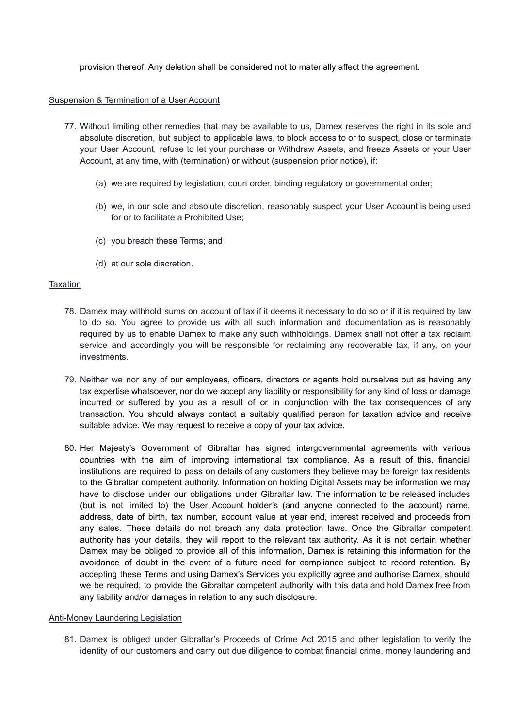provision thereof. Any deletion shall be considered not to materially affect the agreement.

Suspension & Termination of a User Account

77. Without limiting other remedies that may be available to us, Damex reserves the right in its sole and absolute discretion, but subject to applicable laws, to block access to or to suspect, close or terminate your User Account, refuse to let your purchase or Withdraw Assets, and freeze Assets or your User Account, at any time, with (termination) or without (suspension prior notice), if:

    (a) we are required by legislation, court order, binding regulatory or governmental order;

    (b) we, in our sole and absolute discretion, reasonably suspect your User Account is being used for or to facilitate a Prohibited Use;

    (c) you breach these Terms; and

    (d) at our sole discretion.

Taxation

78. Damex may withhold sums on account of tax if it deems it necessary to do so or if it is required by law to do so. You agree to provide us with all such information and documentation as is reasonably required by us to enable Damex to make any such withholdings. Damex shall not offer a tax reclaim service and accordingly you will be responsible for reclaiming any recoverable tax, if any, on your investments.

79. Neither we nor any of our employees, officers, directors or agents hold ourselves out as having any tax expertise whatsoever, nor do we accept any liability or responsibility for any kind of loss or damage incurred or suffered by you as a result of or in conjunction with the tax consequences of any transaction. You should always contact a suitably qualified person for taxation advice and receive suitable advice. We may request to receive a copy of your tax advice.

80. Her Majesty's Government of Gibraltar has signed intergovernmental agreements with various countries with the aim of improving international tax compliance. As a result of this, financial institutions are required to pass on details of any customers they believe may be foreign tax residents to the Gibraltar competent authority. Information on holding Digital Assets may be information we may have to disclose under our obligations under Gibraltar law. The information to be released includes (but is not limited to) the User Account holder's (and anyone connected to the account) name, address, date of birth, tax number, account value at year end, interest received and proceeds from any sales. These details do not breach any data protection laws. Once the Gibraltar competent authority has your details, they will report to the relevant tax authority. As it is not certain whether Damex may be obliged to provide all of this information, Damex is retaining this information for the avoidance of doubt in the event of a future need for compliance subject to record retention. By accepting these Terms and using Damex's Services you explicitly agree and authorise Damex, should we be required, to provide the Gibraltar competent authority with this data and hold Damex free from any liability and/or damages in relation to any such disclosure.

Anti-Money Laundering Legislation

81. Damex is obliged under Gibraltar's Proceeds of Crime Act 2015 and other legislation to verify the identity of our customers and carry out due diligence to combat financial crime, money laundering and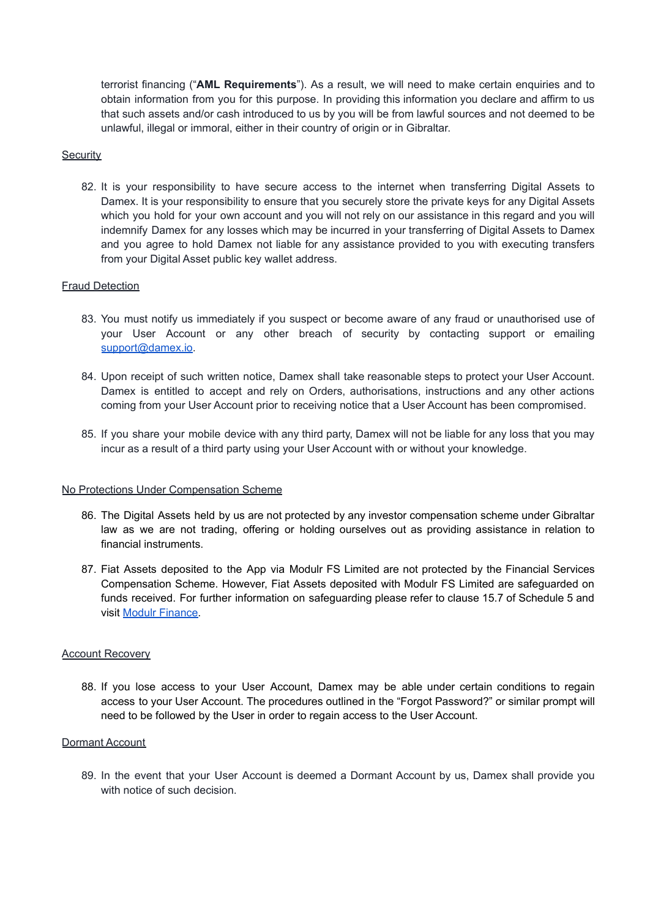terrorist financing ("**AML Requirements**"). As a result, we will need to make certain enquiries and to obtain information from you for this purpose. In providing this information you declare and affirm to us that such assets and/or cash introduced to us by you will be from lawful sources and not deemed to be unlawful, illegal or immoral, either in their country of origin or in Gibraltar.

Security

82. It is your responsibility to have secure access to the internet when transferring Digital Assets to Damex. It is your responsibility to ensure that you securely store the private keys for any Digital Assets which you hold for your own account and you will not rely on our assistance in this regard and you will indemnify Damex for any losses which may be incurred in your transferring of Digital Assets to Damex and you agree to hold Damex not liable for any assistance provided to you with executing transfers from your Digital Asset public key wallet address.

Fraud Detection

83. You must notify us immediately if you suspect or become aware of any fraud or unauthorised use of your User Account or any other breach of security by contacting support or emailing [support@damex.io](mailto:support@damex.io).

84. Upon receipt of such written notice, Damex shall take reasonable steps to protect your User Account. Damex is entitled to accept and rely on Orders, authorisations, instructions and any other actions coming from your User Account prior to receiving notice that a User Account has been compromised.

85. If you share your mobile device with any third party, Damex will not be liable for any loss that you may incur as a result of a third party using your User Account with or without your knowledge.

No Protections Under Compensation Scheme

86. The Digital Assets held by us are not protected by any investor compensation scheme under Gibraltar law as we are not trading, offering or holding ourselves out as providing assistance in relation to financial instruments.

87. Fiat Assets deposited to the App via Modulr FS Limited are not protected by the Financial Services Compensation Scheme. However, Fiat Assets deposited with Modulr FS Limited are safeguarded on funds received. For further information on safeguarding please refer to clause 15.7 of Schedule 5 and visit Modulr Finance.

Account Recovery

88. If you lose access to your User Account, Damex may be able under certain conditions to regain access to your User Account. The procedures outlined in the "Forgot Password?" or similar prompt will need to be followed by the User in order to regain access to the User Account.

Dormant Account

89. In the event that your User Account is deemed a Dormant Account by us, Damex shall provide you with notice of such decision.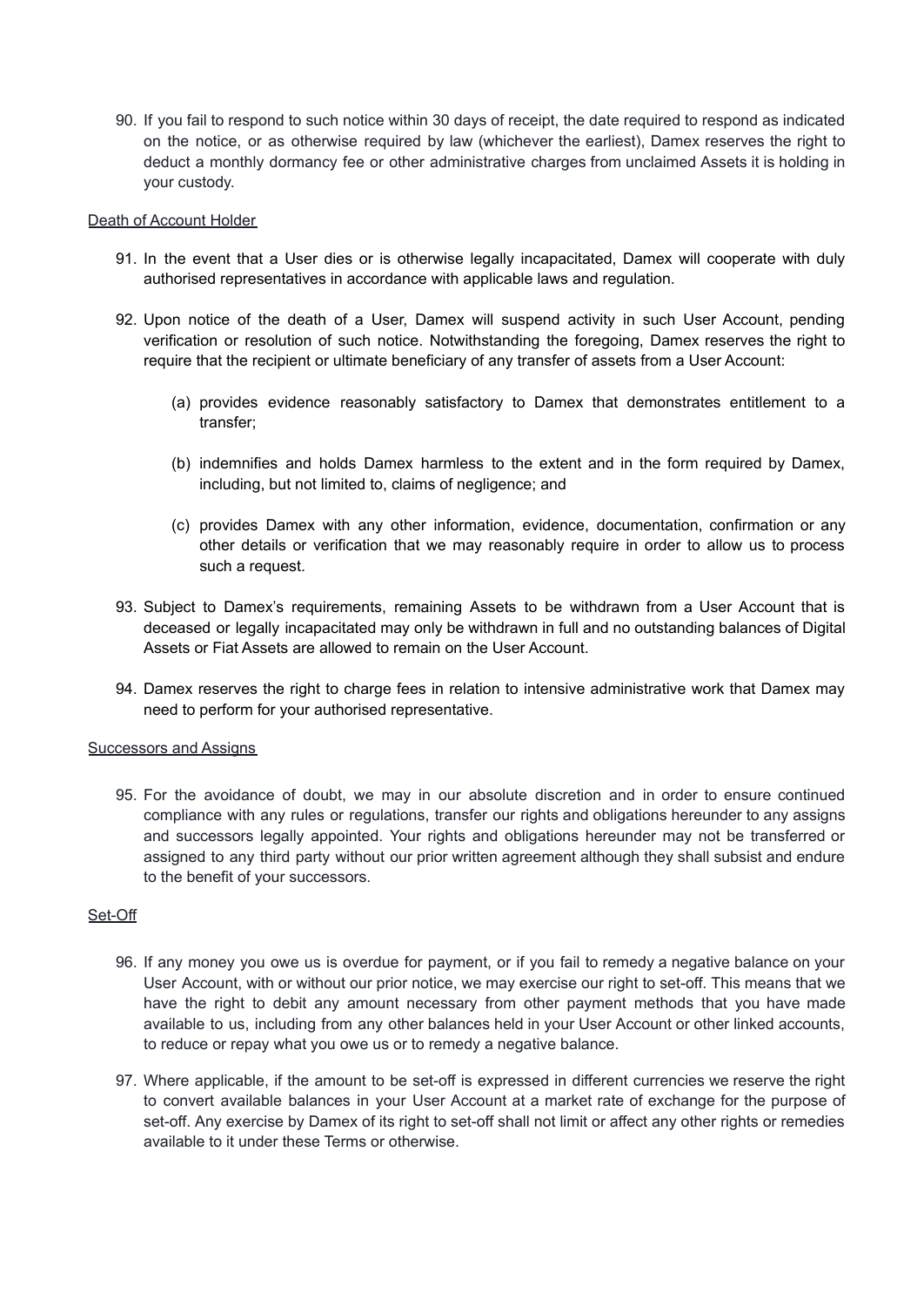90. If you fail to respond to such notice within 30 days of receipt, the date required to respond as indicated on the notice, or as otherwise required by law (whichever the earliest), Damex reserves the right to deduct a monthly dormancy fee or other administrative charges from unclaimed Assets it is holding in your custody.

<u>Death of Account Holder</u>

91. In the event that a User dies or is otherwise legally incapacitated, Damex will cooperate with duly authorised representatives in accordance with applicable laws and regulation.

92. Upon notice of the death of a User, Damex will suspend activity in such User Account, pending verification or resolution of such notice. Notwithstanding the foregoing, Damex reserves the right to require that the recipient or ultimate beneficiary of any transfer of assets from a User Account:

    (a) provides evidence reasonably satisfactory to Damex that demonstrates entitlement to a transfer;

    (b) indemnifies and holds Damex harmless to the extent and in the form required by Damex, including, but not limited to, claims of negligence; and

    (c) provides Damex with any other information, evidence, documentation, confirmation or any other details or verification that we may reasonably require in order to allow us to process such a request.

93. Subject to Damex's requirements, remaining Assets to be withdrawn from a User Account that is deceased or legally incapacitated may only be withdrawn in full and no outstanding balances of Digital Assets or Fiat Assets are allowed to remain on the User Account.

94. Damex reserves the right to charge fees in relation to intensive administrative work that Damex may need to perform for your authorised representative.

<u>Successors and Assigns</u>

95. For the avoidance of doubt, we may in our absolute discretion and in order to ensure continued compliance with any rules or regulations, transfer our rights and obligations hereunder to any assigns and successors legally appointed. Your rights and obligations hereunder may not be transferred or assigned to any third party without our prior written agreement although they shall subsist and endure to the benefit of your successors.

<u>Set-Off</u>

96. If any money you owe us is overdue for payment, or if you fail to remedy a negative balance on your User Account, with or without our prior notice, we may exercise our right to set-off. This means that we have the right to debit any amount necessary from other payment methods that you have made available to us, including from any other balances held in your User Account or other linked accounts, to reduce or repay what you owe us or to remedy a negative balance.

97. Where applicable, if the amount to be set-off is expressed in different currencies we reserve the right to convert available balances in your User Account at a market rate of exchange for the purpose of set-off. Any exercise by Damex of its right to set-off shall not limit or affect any other rights or remedies available to it under these Terms or otherwise.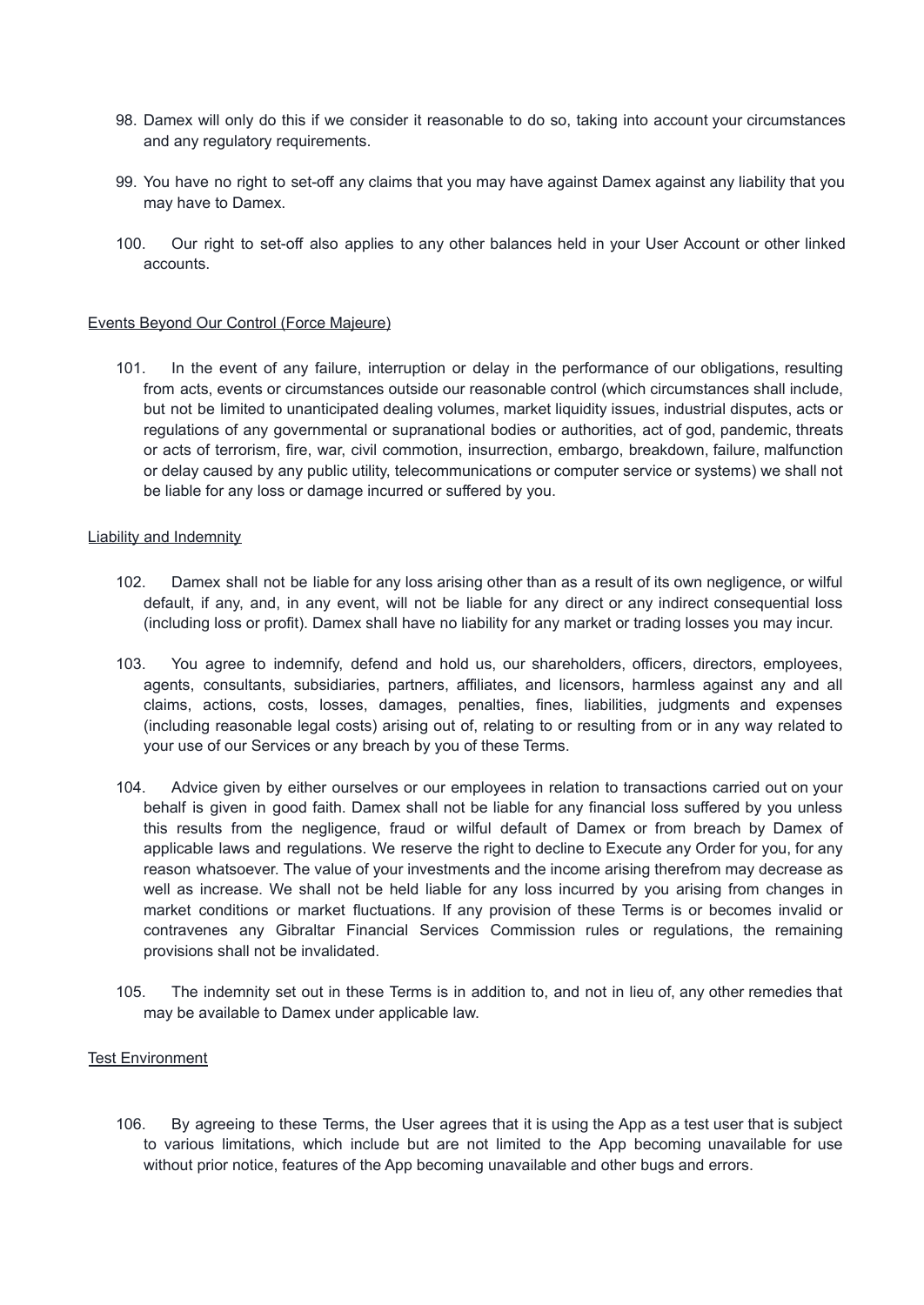98. Damex will only do this if we consider it reasonable to do so, taking into account your circumstances and any regulatory requirements.

99. You have no right to set-off any claims that you may have against Damex against any liability that you may have to Damex.

100. Our right to set-off also applies to any other balances held in your User Account or other linked accounts.

Events Beyond Our Control (Force Majeure)

101. In the event of any failure, interruption or delay in the performance of our obligations, resulting from acts, events or circumstances outside our reasonable control (which circumstances shall include, but not be limited to unanticipated dealing volumes, market liquidity issues, industrial disputes, acts or regulations of any governmental or supranational bodies or authorities, act of god, pandemic, threats or acts of terrorism, fire, war, civil commotion, insurrection, embargo, breakdown, failure, malfunction or delay caused by any public utility, telecommunications or computer service or systems) we shall not be liable for any loss or damage incurred or suffered by you.

Liability and Indemnity

102. Damex shall not be liable for any loss arising other than as a result of its own negligence, or wilful default, if any, and, in any event, will not be liable for any direct or any indirect consequential loss (including loss or profit). Damex shall have no liability for any market or trading losses you may incur.

103. You agree to indemnify, defend and hold us, our shareholders, officers, directors, employees, agents, consultants, subsidiaries, partners, affiliates, and licensors, harmless against any and all claims, actions, costs, losses, damages, penalties, fines, liabilities, judgments and expenses (including reasonable legal costs) arising out of, relating to or resulting from or in any way related to your use of our Services or any breach by you of these Terms.

104. Advice given by either ourselves or our employees in relation to transactions carried out on your behalf is given in good faith. Damex shall not be liable for any financial loss suffered by you unless this results from the negligence, fraud or wilful default of Damex or from breach by Damex of applicable laws and regulations. We reserve the right to decline to Execute any Order for you, for any reason whatsoever. The value of your investments and the income arising therefrom may decrease as well as increase. We shall not be held liable for any loss incurred by you arising from changes in market conditions or market fluctuations. If any provision of these Terms is or becomes invalid or contravenes any Gibraltar Financial Services Commission rules or regulations, the remaining provisions shall not be invalidated.

105. The indemnity set out in these Terms is in addition to, and not in lieu of, any other remedies that may be available to Damex under applicable law.

Test Environment

106. By agreeing to these Terms, the User agrees that it is using the App as a test user that is subject to various limitations, which include but are not limited to the App becoming unavailable for use without prior notice, features of the App becoming unavailable and other bugs and errors.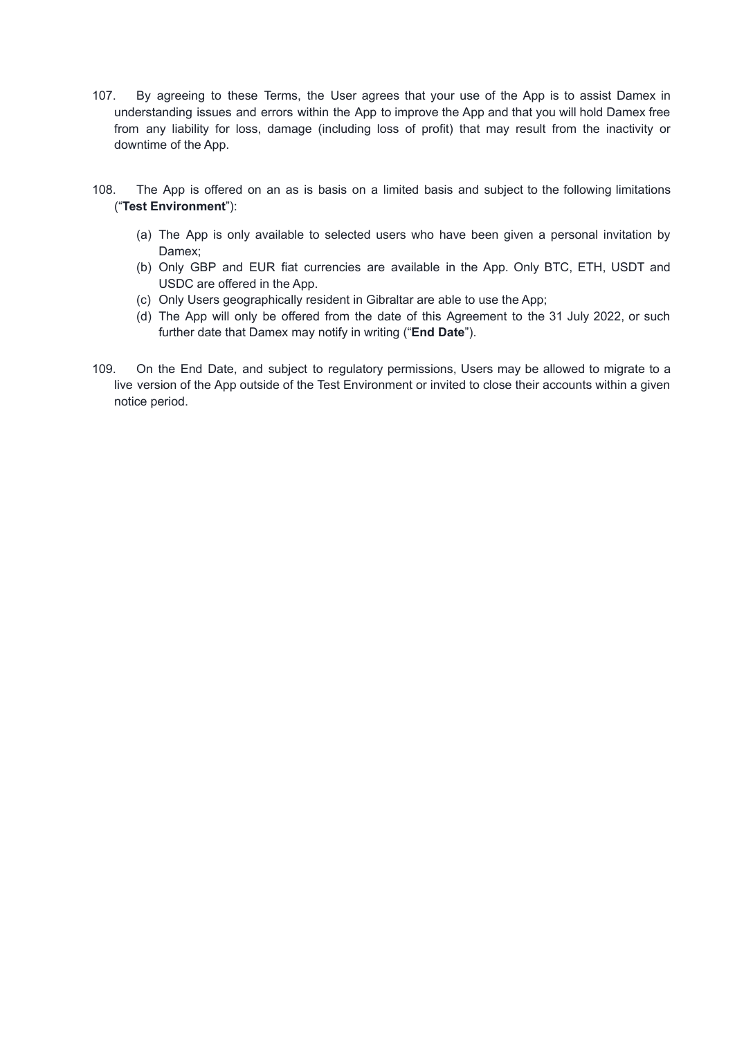107. By agreeing to these Terms, the User agrees that your use of the App is to assist Damex in understanding issues and errors within the App to improve the App and that you will hold Damex free from any liability for loss, damage (including loss of profit) that may result from the inactivity or downtime of the App.

108. The App is offered on an as is basis on a limited basis and subject to the following limitations ("**Test Environment**"):

   (a) The App is only available to selected users who have been given a personal invitation by Damex;
   (b) Only GBP and EUR fiat currencies are available in the App. Only BTC, ETH, USDT and USDC are offered in the App.
   (c) Only Users geographically resident in Gibraltar are able to use the App;
   (d) The App will only be offered from the date of this Agreement to the 31 July 2022, or such further date that Damex may notify in writing ("**End Date**").

109. On the End Date, and subject to regulatory permissions, Users may be allowed to migrate to a live version of the App outside of the Test Environment or invited to close their accounts within a given notice period.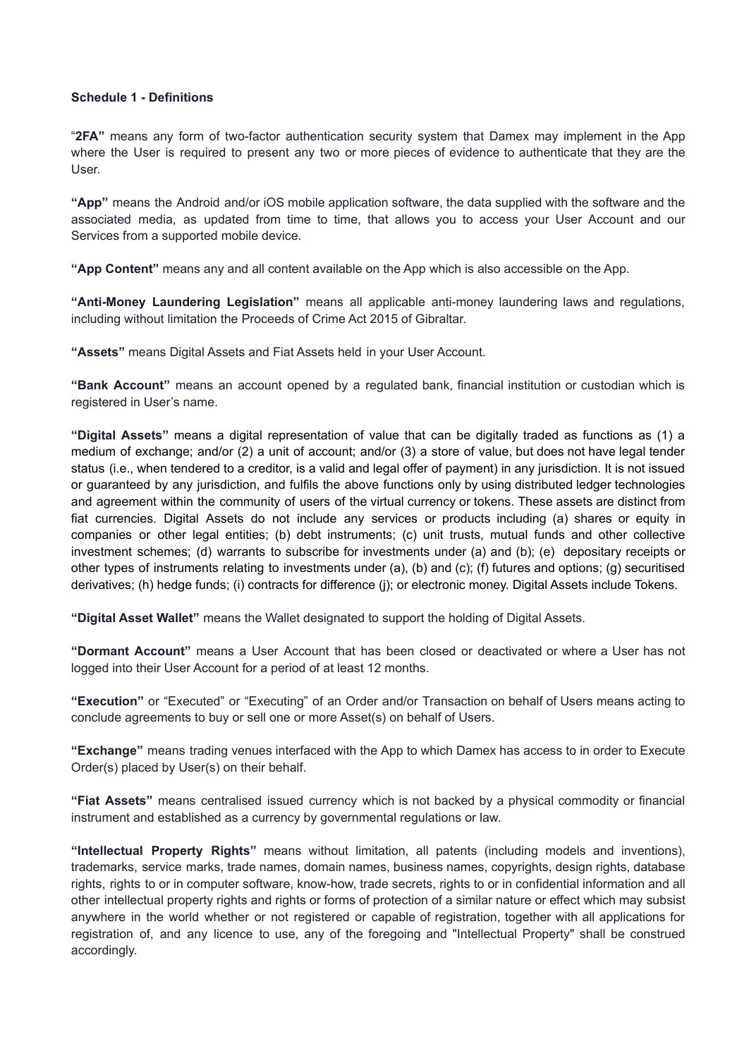**Schedule 1 - Definitions**

"**2FA"** means any form of two-factor authentication security system that Damex may implement in the App where the User is required to present any two or more pieces of evidence to authenticate that they are the User.

**"App"** means the Android and/or iOS mobile application software, the data supplied with the software and the associated media, as updated from time to time, that allows you to access your User Account and our Services from a supported mobile device.

**"App Content"** means any and all content available on the App which is also accessible on the App.

**"Anti-Money Laundering Legislation"** means all applicable anti-money laundering laws and regulations, including without limitation the Proceeds of Crime Act 2015 of Gibraltar.

**"Assets"** means Digital Assets and Fiat Assets held in your User Account.

**"Bank Account"** means an account opened by a regulated bank, financial institution or custodian which is registered in User's name.

**"Digital Assets"** means a digital representation of value that can be digitally traded as functions as (1) a medium of exchange; and/or (2) a unit of account; and/or (3) a store of value, but does not have legal tender status (i.e., when tendered to a creditor, is a valid and legal offer of payment) in any jurisdiction. It is not issued or guaranteed by any jurisdiction, and fulfils the above functions only by using distributed ledger technologies and agreement within the community of users of the virtual currency or tokens. These assets are distinct from fiat currencies. Digital Assets do not include any services or products including (a) shares or equity in companies or other legal entities; (b) debt instruments; (c) unit trusts, mutual funds and other collective investment schemes; (d) warrants to subscribe for investments under (a) and (b); (e) depositary receipts or other types of instruments relating to investments under (a), (b) and (c); (f) futures and options; (g) securitised derivatives; (h) hedge funds; (i) contracts for difference (j); or electronic money. Digital Assets include Tokens.

**"Digital Asset Wallet"** means the Wallet designated to support the holding of Digital Assets.

**"Dormant Account"** means a User Account that has been closed or deactivated or where a User has not logged into their User Account for a period of at least 12 months.

**"Execution"** or "Executed" or "Executing" of an Order and/or Transaction on behalf of Users means acting to conclude agreements to buy or sell one or more Asset(s) on behalf of Users.

**"Exchange"** means trading venues interfaced with the App to which Damex has access to in order to Execute Order(s) placed by User(s) on their behalf.

**"Fiat Assets"** means centralised issued currency which is not backed by a physical commodity or financial instrument and established as a currency by governmental regulations or law.

**"Intellectual Property Rights"** means without limitation, all patents (including models and inventions), trademarks, service marks, trade names, domain names, business names, copyrights, design rights, database rights, rights to or in computer software, know-how, trade secrets, rights to or in confidential information and all other intellectual property rights and rights or forms of protection of a similar nature or effect which may subsist anywhere in the world whether or not registered or capable of registration, together with all applications for registration of, and any licence to use, any of the foregoing and "Intellectual Property" shall be construed accordingly.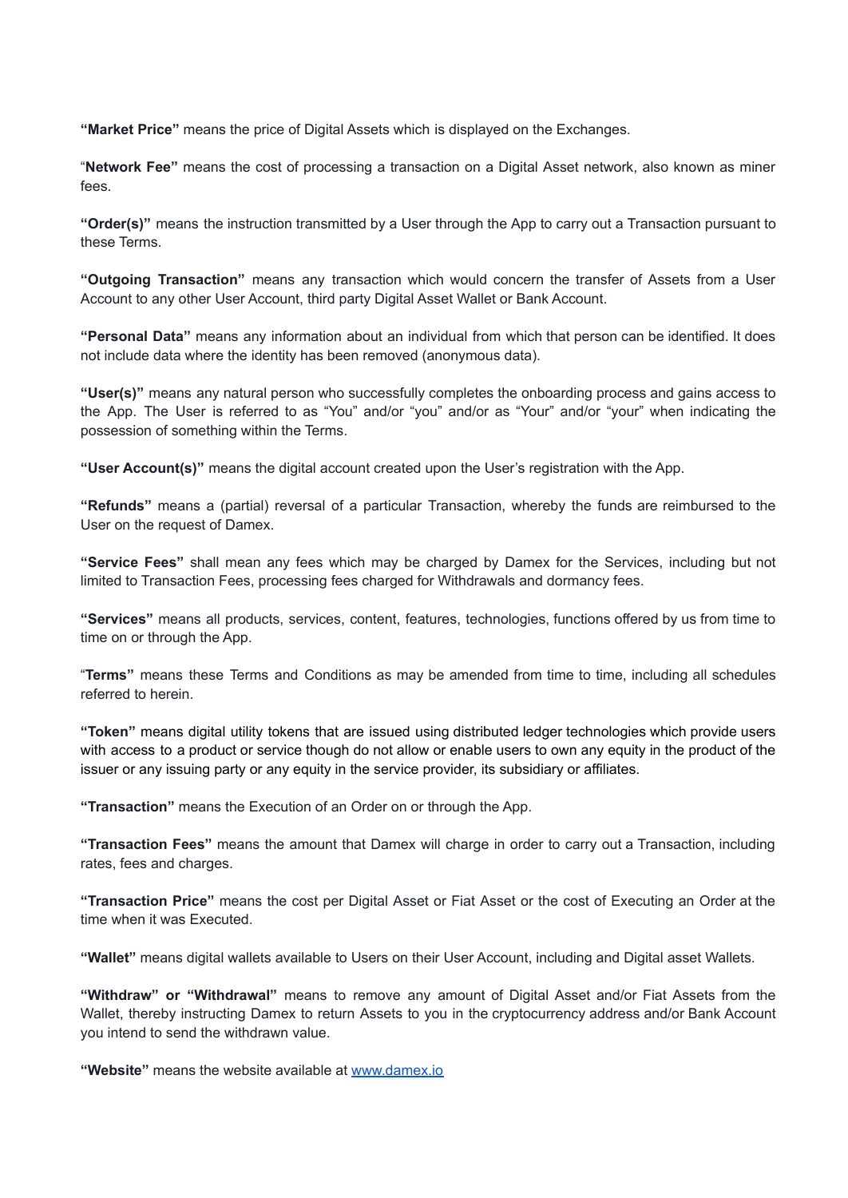**"Market Price"** means the price of Digital Assets which is displayed on the Exchanges.

"**Network Fee"** means the cost of processing a transaction on a Digital Asset network, also known as miner fees.

**"Order(s)"** means the instruction transmitted by a User through the App to carry out a Transaction pursuant to these Terms.

**"Outgoing Transaction"** means any transaction which would concern the transfer of Assets from a User Account to any other User Account, third party Digital Asset Wallet or Bank Account.

**"Personal Data"** means any information about an individual from which that person can be identified. It does not include data where the identity has been removed (anonymous data).

**"User(s)"** means any natural person who successfully completes the onboarding process and gains access to the App. The User is referred to as "You" and/or "you" and/or as "Your" and/or "your" when indicating the possession of something within the Terms.

**"User Account(s)"** means the digital account created upon the User's registration with the App.

**"Refunds"** means a (partial) reversal of a particular Transaction, whereby the funds are reimbursed to the User on the request of Damex.

**"Service Fees"** shall mean any fees which may be charged by Damex for the Services, including but not limited to Transaction Fees, processing fees charged for Withdrawals and dormancy fees.

**"Services"** means all products, services, content, features, technologies, functions offered by us from time to time on or through the App.

"**Terms"** means these Terms and Conditions as may be amended from time to time, including all schedules referred to herein.

**"Token"** means digital utility tokens that are issued using distributed ledger technologies which provide users with access to a product or service though do not allow or enable users to own any equity in the product of the issuer or any issuing party or any equity in the service provider, its subsidiary or affiliates.

**"Transaction"** means the Execution of an Order on or through the App.

**"Transaction Fees"** means the amount that Damex will charge in order to carry out a Transaction, including rates, fees and charges.

**"Transaction Price"** means the cost per Digital Asset or Fiat Asset or the cost of Executing an Order at the time when it was Executed.

**"Wallet"** means digital wallets available to Users on their User Account, including and Digital asset Wallets.

**"Withdraw" or "Withdrawal"** means to remove any amount of Digital Asset and/or Fiat Assets from the Wallet, thereby instructing Damex to return Assets to you in the cryptocurrency address and/or Bank Account you intend to send the withdrawn value.

**"Website"** means the website available at [www.damex.io](http://www.damex.io)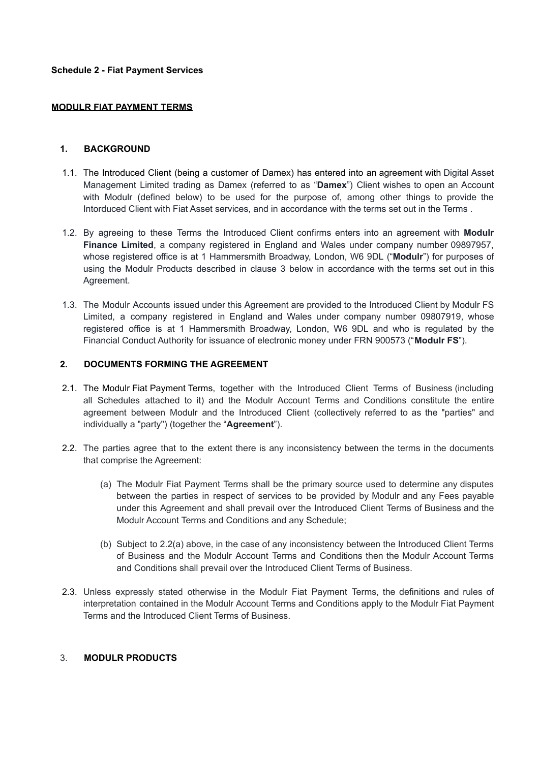**Schedule 2 - Fiat Payment Services**

**MODULR FIAT PAYMENT TERMS**

## 1. BACKGROUND

1.1. The Introduced Client (being a customer of Damex) has entered into an agreement with Digital Asset Management Limited trading as Damex (referred to as "**Damex**") Client wishes to open an Account with Modulr (defined below) to be used for the purpose of, among other things to provide the Intorduced Client with Fiat Asset services, and in accordance with the terms set out in the Terms .

1.2. By agreeing to these Terms the Introduced Client confirms enters into an agreement with **Modulr Finance Limited**, a company registered in England and Wales under company number 09897957, whose registered office is at 1 Hammersmith Broadway, London, W6 9DL ("**Modulr**") for purposes of using the Modulr Products described in clause 3 below in accordance with the terms set out in this Agreement.

1.3. The Modulr Accounts issued under this Agreement are provided to the Introduced Client by Modulr FS Limited, a company registered in England and Wales under company number 09807919, whose registered office is at 1 Hammersmith Broadway, London, W6 9DL and who is regulated by the Financial Conduct Authority for issuance of electronic money under FRN 900573 ("**Modulr FS**").

## 2. DOCUMENTS FORMING THE AGREEMENT

2.1. The Modulr Fiat Payment Terms, together with the Introduced Client Terms of Business (including all Schedules attached to it) and the Modulr Account Terms and Conditions constitute the entire agreement between Modulr and the Introduced Client (collectively referred to as the "parties" and individually a "party") (together the "**Agreement**").

2.2. The parties agree that to the extent there is any inconsistency between the terms in the documents that comprise the Agreement:

(a) The Modulr Fiat Payment Terms shall be the primary source used to determine any disputes between the parties in respect of services to be provided by Modulr and any Fees payable under this Agreement and shall prevail over the Introduced Client Terms of Business and the Modulr Account Terms and Conditions and any Schedule;

(b) Subject to 2.2(a) above, in the case of any inconsistency between the Introduced Client Terms of Business and the Modulr Account Terms and Conditions then the Modulr Account Terms and Conditions shall prevail over the Introduced Client Terms of Business.

2.3. Unless expressly stated otherwise in the Modulr Fiat Payment Terms, the definitions and rules of interpretation contained in the Modulr Account Terms and Conditions apply to the Modulr Fiat Payment Terms and the Introduced Client Terms of Business.

## 3. MODULR PRODUCTS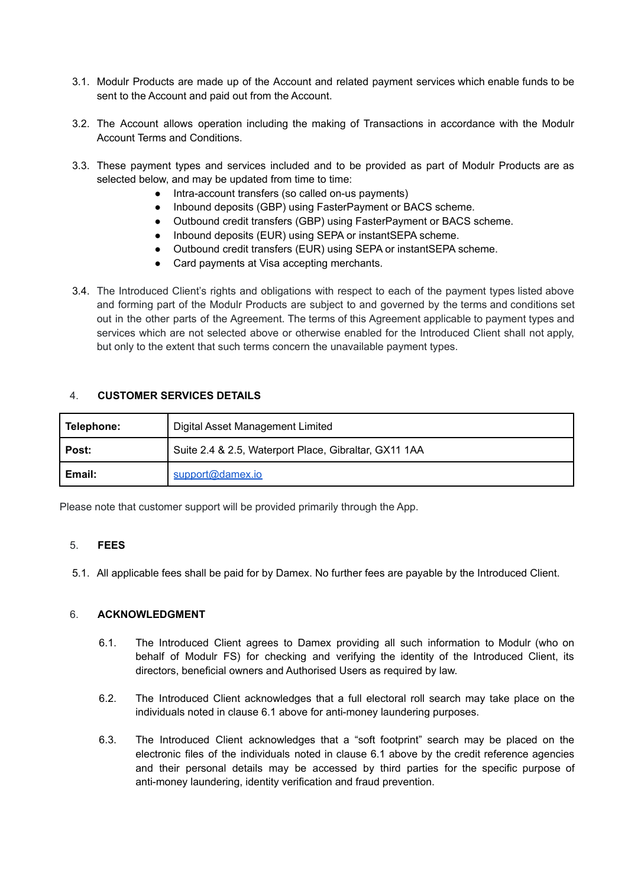3.1. Modulr Products are made up of the Account and related payment services which enable funds to be sent to the Account and paid out from the Account.

3.2. The Account allows operation including the making of Transactions in accordance with the Modulr Account Terms and Conditions.

3.3. These payment types and services included and to be provided as part of Modulr Products are as selected below, and may be updated from time to time:

- Intra-account transfers (so called on-us payments)
- Inbound deposits (GBP) using FasterPayment or BACS scheme.
- Outbound credit transfers (GBP) using FasterPayment or BACS scheme.
- Inbound deposits (EUR) using SEPA or instantSEPA scheme.
- Outbound credit transfers (EUR) using SEPA or instantSEPA scheme.
- Card payments at Visa accepting merchants.

3.4. The Introduced Client's rights and obligations with respect to each of the payment types listed above and forming part of the Modulr Products are subject to and governed by the terms and conditions set out in the other parts of the Agreement. The terms of this Agreement applicable to payment types and services which are not selected above or otherwise enabled for the Introduced Client shall not apply, but only to the extent that such terms concern the unavailable payment types.

## 4. CUSTOMER SERVICES DETAILS

| **Telephone:** | Digital Asset Management Limited |
|---|---|
| **Post:** | Suite 2.4 & 2.5, Waterport Place, Gibraltar, GX11 1AA |
| **Email:** | support@damex.io |

Please note that customer support will be provided primarily through the App.

## 5. FEES

5.1. All applicable fees shall be paid for by Damex. No further fees are payable by the Introduced Client.

## 6. ACKNOWLEDGMENT

6.1. The Introduced Client agrees to Damex providing all such information to Modulr (who on behalf of Modulr FS) for checking and verifying the identity of the Introduced Client, its directors, beneficial owners and Authorised Users as required by law.

6.2. The Introduced Client acknowledges that a full electoral roll search may take place on the individuals noted in clause 6.1 above for anti-money laundering purposes.

6.3. The Introduced Client acknowledges that a "soft footprint" search may be placed on the electronic files of the individuals noted in clause 6.1 above by the credit reference agencies and their personal details may be accessed by third parties for the specific purpose of anti-money laundering, identity verification and fraud prevention.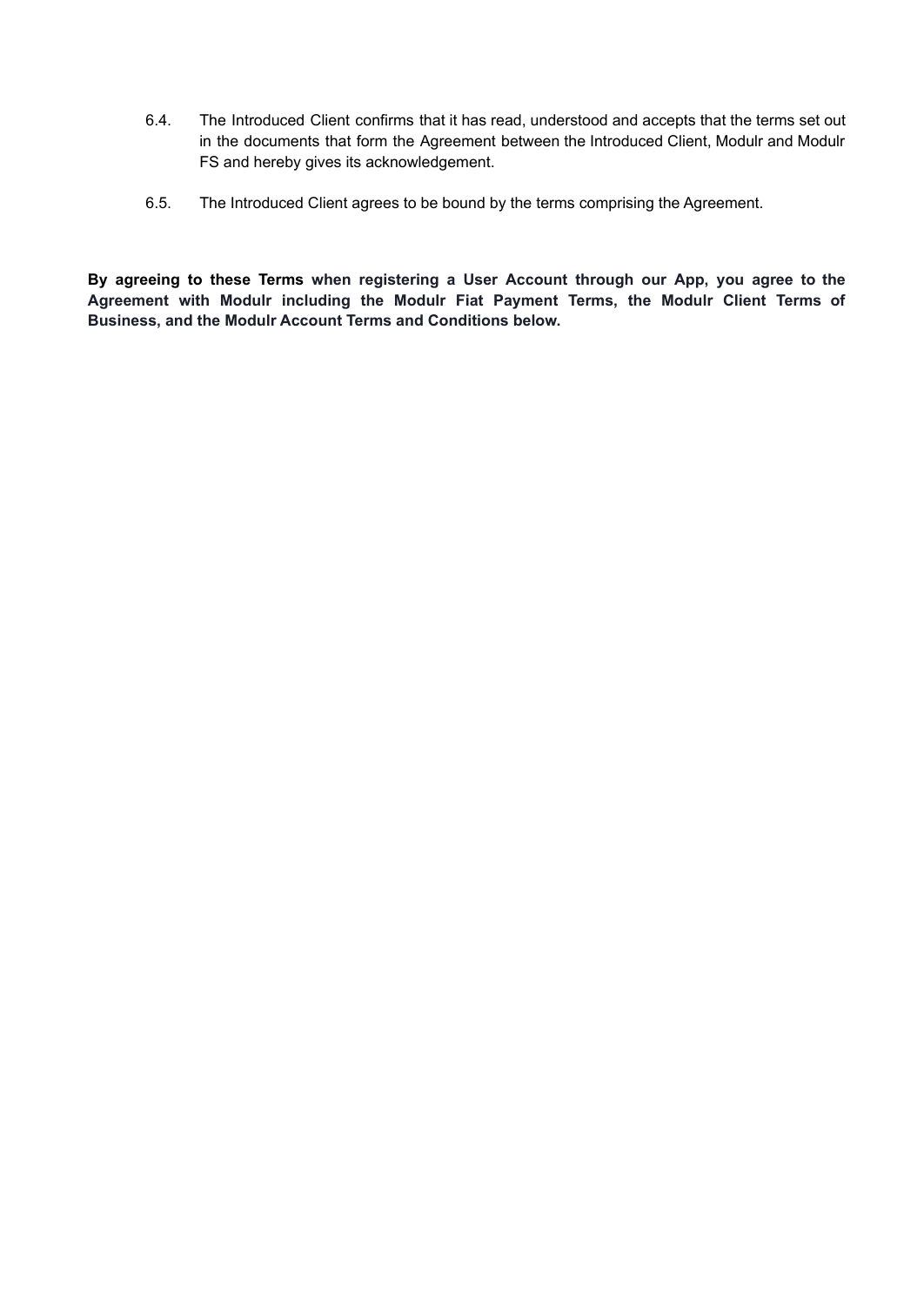6.4. The Introduced Client confirms that it has read, understood and accepts that the terms set out in the documents that form the Agreement between the Introduced Client, Modulr and Modulr FS and hereby gives its acknowledgement.

6.5. The Introduced Client agrees to be bound by the terms comprising the Agreement.

**By agreeing to these Terms when registering a User Account through our App, you agree to the Agreement with Modulr including the Modulr Fiat Payment Terms, the Modulr Client Terms of Business, and the Modulr Account Terms and Conditions below.**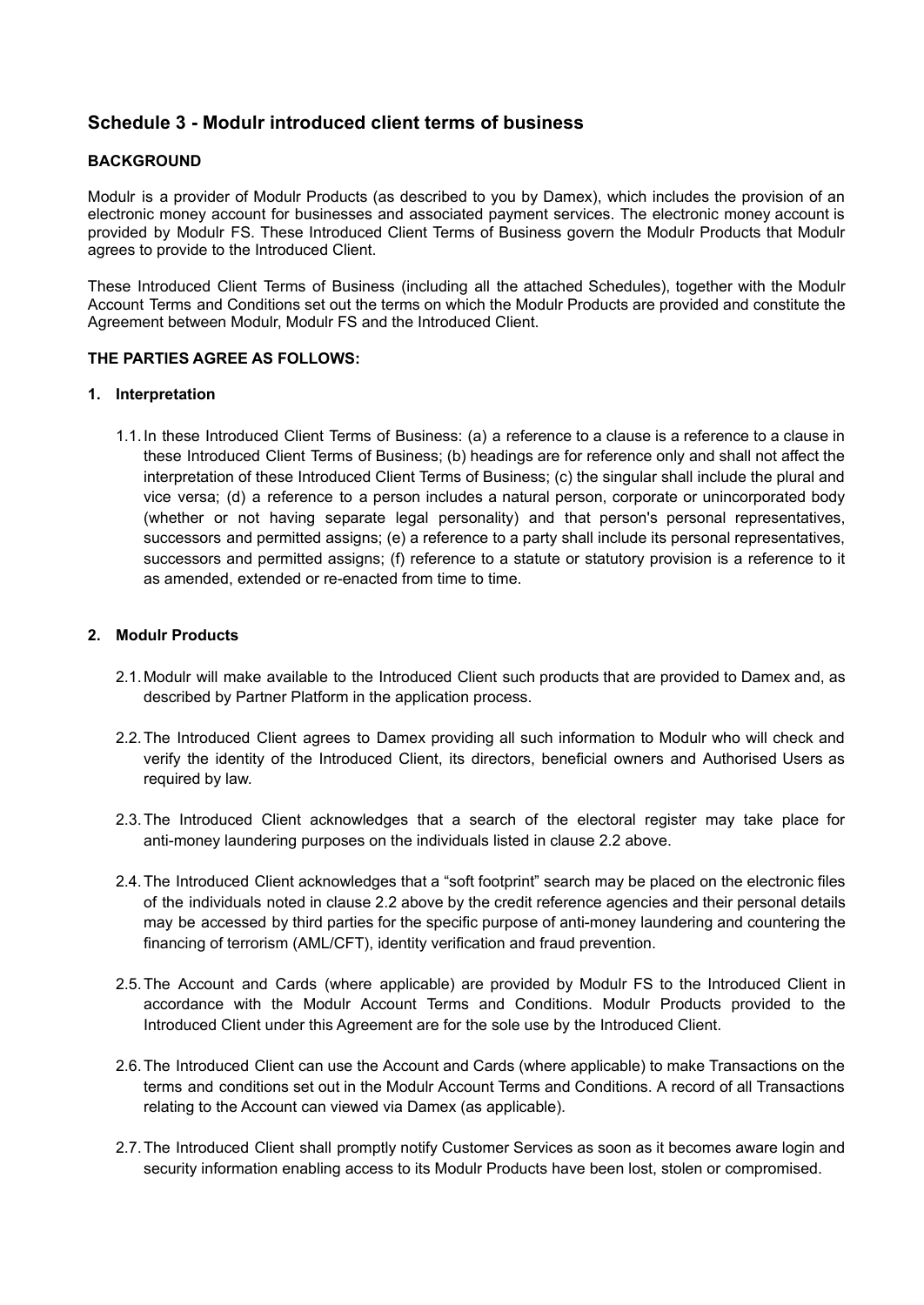## Schedule 3 - Modulr introduced client terms of business

**BACKGROUND**

Modulr is a provider of Modulr Products (as described to you by Damex), which includes the provision of an electronic money account for businesses and associated payment services. The electronic money account is provided by Modulr FS. These Introduced Client Terms of Business govern the Modulr Products that Modulr agrees to provide to the Introduced Client.

These Introduced Client Terms of Business (including all the attached Schedules), together with the Modulr Account Terms and Conditions set out the terms on which the Modulr Products are provided and constitute the Agreement between Modulr, Modulr FS and the Introduced Client.

**THE PARTIES AGREE AS FOLLOWS:**

**1. Interpretation**

1.1. In these Introduced Client Terms of Business: (a) a reference to a clause is a reference to a clause in these Introduced Client Terms of Business; (b) headings are for reference only and shall not affect the interpretation of these Introduced Client Terms of Business; (c) the singular shall include the plural and vice versa; (d) a reference to a person includes a natural person, corporate or unincorporated body (whether or not having separate legal personality) and that person's personal representatives, successors and permitted assigns; (e) a reference to a party shall include its personal representatives, successors and permitted assigns; (f) reference to a statute or statutory provision is a reference to it as amended, extended or re-enacted from time to time.

**2. Modulr Products**

2.1. Modulr will make available to the Introduced Client such products that are provided to Damex and, as described by Partner Platform in the application process.

2.2. The Introduced Client agrees to Damex providing all such information to Modulr who will check and verify the identity of the Introduced Client, its directors, beneficial owners and Authorised Users as required by law.

2.3. The Introduced Client acknowledges that a search of the electoral register may take place for anti-money laundering purposes on the individuals listed in clause 2.2 above.

2.4. The Introduced Client acknowledges that a "soft footprint" search may be placed on the electronic files of the individuals noted in clause 2.2 above by the credit reference agencies and their personal details may be accessed by third parties for the specific purpose of anti-money laundering and countering the financing of terrorism (AML/CFT), identity verification and fraud prevention.

2.5. The Account and Cards (where applicable) are provided by Modulr FS to the Introduced Client in accordance with the Modulr Account Terms and Conditions. Modulr Products provided to the Introduced Client under this Agreement are for the sole use by the Introduced Client.

2.6. The Introduced Client can use the Account and Cards (where applicable) to make Transactions on the terms and conditions set out in the Modulr Account Terms and Conditions. A record of all Transactions relating to the Account can viewed via Damex (as applicable).

2.7. The Introduced Client shall promptly notify Customer Services as soon as it becomes aware login and security information enabling access to its Modulr Products have been lost, stolen or compromised.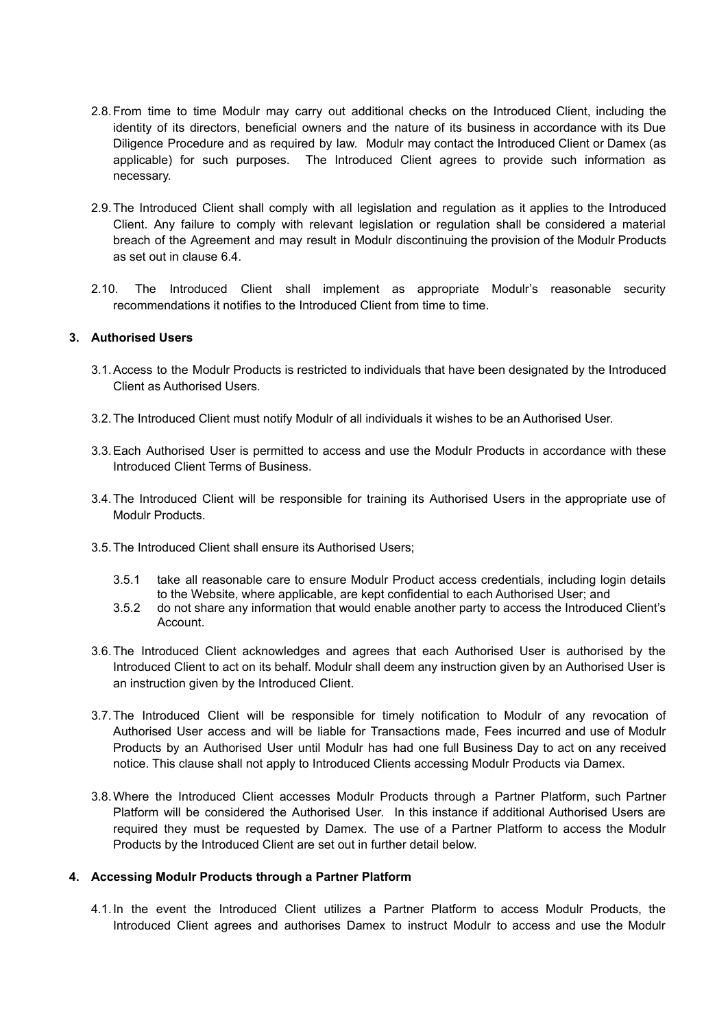2.8. From time to time Modulr may carry out additional checks on the Introduced Client, including the identity of its directors, beneficial owners and the nature of its business in accordance with its Due Diligence Procedure and as required by law. Modulr may contact the Introduced Client or Damex (as applicable) for such purposes. The Introduced Client agrees to provide such information as necessary.

2.9. The Introduced Client shall comply with all legislation and regulation as it applies to the Introduced Client. Any failure to comply with relevant legislation or regulation shall be considered a material breach of the Agreement and may result in Modulr discontinuing the provision of the Modulr Products as set out in clause 6.4.

2.10. The Introduced Client shall implement as appropriate Modulr's reasonable security recommendations it notifies to the Introduced Client from time to time.

## 3. Authorised Users

3.1. Access to the Modulr Products is restricted to individuals that have been designated by the Introduced Client as Authorised Users.

3.2. The Introduced Client must notify Modulr of all individuals it wishes to be an Authorised User.

3.3. Each Authorised User is permitted to access and use the Modulr Products in accordance with these Introduced Client Terms of Business.

3.4. The Introduced Client will be responsible for training its Authorised Users in the appropriate use of Modulr Products.

3.5. The Introduced Client shall ensure its Authorised Users;

- 3.5.1 take all reasonable care to ensure Modulr Product access credentials, including login details to the Website, where applicable, are kept confidential to each Authorised User; and
- 3.5.2 do not share any information that would enable another party to access the Introduced Client's Account.

3.6. The Introduced Client acknowledges and agrees that each Authorised User is authorised by the Introduced Client to act on its behalf. Modulr shall deem any instruction given by an Authorised User is an instruction given by the Introduced Client.

3.7. The Introduced Client will be responsible for timely notification to Modulr of any revocation of Authorised User access and will be liable for Transactions made, Fees incurred and use of Modulr Products by an Authorised User until Modulr has had one full Business Day to act on any received notice. This clause shall not apply to Introduced Clients accessing Modulr Products via Damex.

3.8. Where the Introduced Client accesses Modulr Products through a Partner Platform, such Partner Platform will be considered the Authorised User. In this instance if additional Authorised Users are required they must be requested by Damex. The use of a Partner Platform to access the Modulr Products by the Introduced Client are set out in further detail below.

## 4. Accessing Modulr Products through a Partner Platform

4.1. In the event the Introduced Client utilizes a Partner Platform to access Modulr Products, the Introduced Client agrees and authorises Damex to instruct Modulr to access and use the Modulr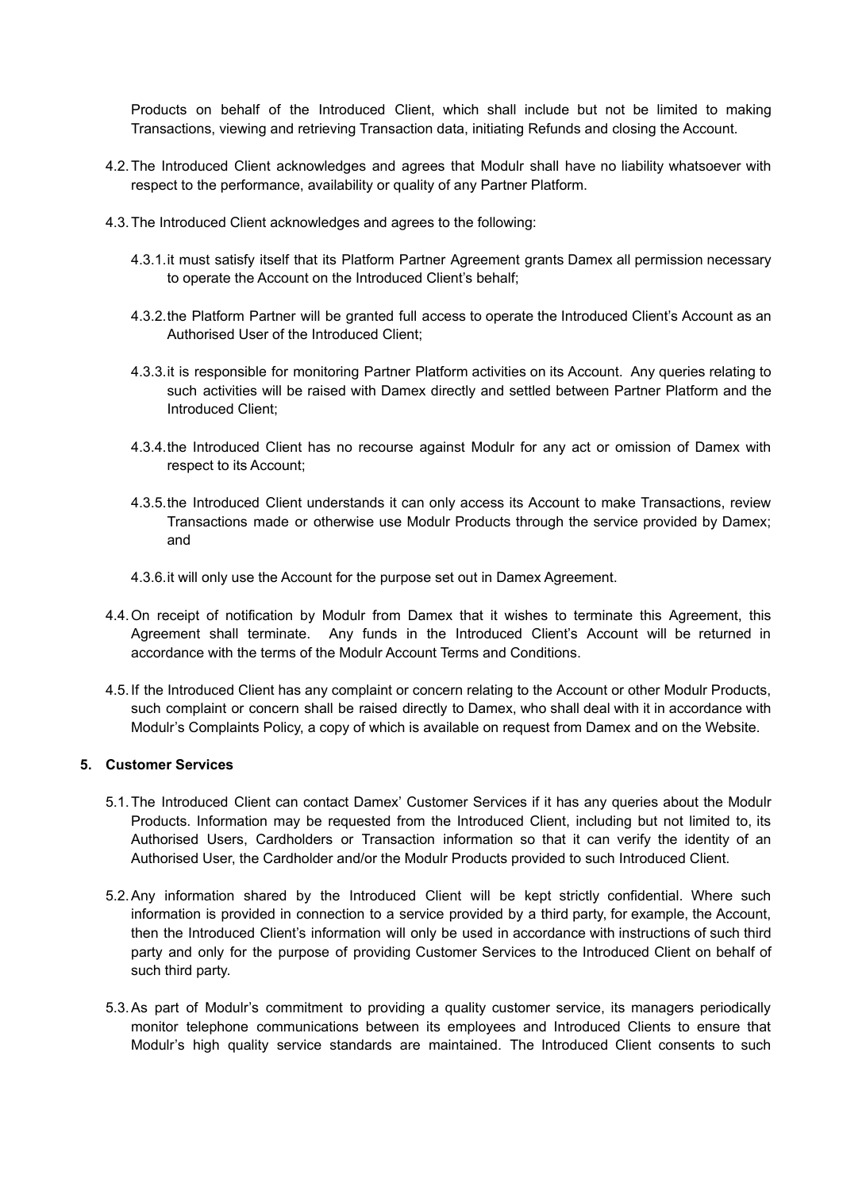Products on behalf of the Introduced Client, which shall include but not be limited to making Transactions, viewing and retrieving Transaction data, initiating Refunds and closing the Account.

4.2. The Introduced Client acknowledges and agrees that Modulr shall have no liability whatsoever with respect to the performance, availability or quality of any Partner Platform.

4.3. The Introduced Client acknowledges and agrees to the following:

4.3.1. it must satisfy itself that its Platform Partner Agreement grants Damex all permission necessary to operate the Account on the Introduced Client's behalf;

4.3.2. the Platform Partner will be granted full access to operate the Introduced Client's Account as an Authorised User of the Introduced Client;

4.3.3. it is responsible for monitoring Partner Platform activities on its Account. Any queries relating to such activities will be raised with Damex directly and settled between Partner Platform and the Introduced Client;

4.3.4. the Introduced Client has no recourse against Modulr for any act or omission of Damex with respect to its Account;

4.3.5. the Introduced Client understands it can only access its Account to make Transactions, review Transactions made or otherwise use Modulr Products through the service provided by Damex; and

4.3.6. it will only use the Account for the purpose set out in Damex Agreement.

4.4. On receipt of notification by Modulr from Damex that it wishes to terminate this Agreement, this Agreement shall terminate. Any funds in the Introduced Client's Account will be returned in accordance with the terms of the Modulr Account Terms and Conditions.

4.5. If the Introduced Client has any complaint or concern relating to the Account or other Modulr Products, such complaint or concern shall be raised directly to Damex, who shall deal with it in accordance with Modulr's Complaints Policy, a copy of which is available on request from Damex and on the Website.

**5. Customer Services**

5.1. The Introduced Client can contact Damex' Customer Services if it has any queries about the Modulr Products. Information may be requested from the Introduced Client, including but not limited to, its Authorised Users, Cardholders or Transaction information so that it can verify the identity of an Authorised User, the Cardholder and/or the Modulr Products provided to such Introduced Client.

5.2. Any information shared by the Introduced Client will be kept strictly confidential. Where such information is provided in connection to a service provided by a third party, for example, the Account, then the Introduced Client's information will only be used in accordance with instructions of such third party and only for the purpose of providing Customer Services to the Introduced Client on behalf of such third party.

5.3. As part of Modulr's commitment to providing a quality customer service, its managers periodically monitor telephone communications between its employees and Introduced Clients to ensure that Modulr's high quality service standards are maintained. The Introduced Client consents to such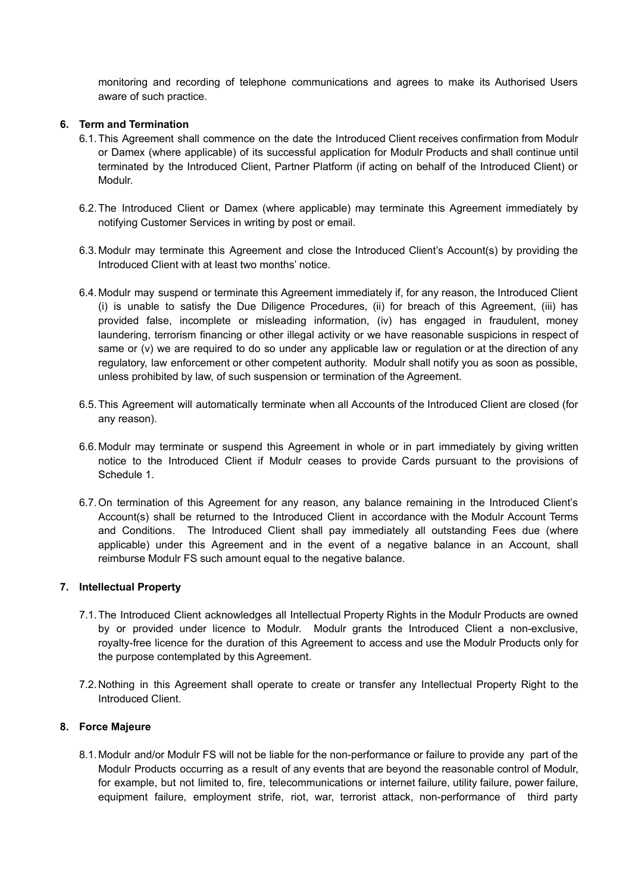monitoring and recording of telephone communications and agrees to make its Authorised Users aware of such practice.

**6. Term and Termination**

6.1. This Agreement shall commence on the date the Introduced Client receives confirmation from Modulr or Damex (where applicable) of its successful application for Modulr Products and shall continue until terminated by the Introduced Client, Partner Platform (if acting on behalf of the Introduced Client) or Modulr.

6.2. The Introduced Client or Damex (where applicable) may terminate this Agreement immediately by notifying Customer Services in writing by post or email.

6.3. Modulr may terminate this Agreement and close the Introduced Client's Account(s) by providing the Introduced Client with at least two months' notice.

6.4. Modulr may suspend or terminate this Agreement immediately if, for any reason, the Introduced Client (i) is unable to satisfy the Due Diligence Procedures, (ii) for breach of this Agreement, (iii) has provided false, incomplete or misleading information, (iv) has engaged in fraudulent, money laundering, terrorism financing or other illegal activity or we have reasonable suspicions in respect of same or (v) we are required to do so under any applicable law or regulation or at the direction of any regulatory, law enforcement or other competent authority. Modulr shall notify you as soon as possible, unless prohibited by law, of such suspension or termination of the Agreement.

6.5. This Agreement will automatically terminate when all Accounts of the Introduced Client are closed (for any reason).

6.6. Modulr may terminate or suspend this Agreement in whole or in part immediately by giving written notice to the Introduced Client if Modulr ceases to provide Cards pursuant to the provisions of Schedule 1.

6.7. On termination of this Agreement for any reason, any balance remaining in the Introduced Client's Account(s) shall be returned to the Introduced Client in accordance with the Modulr Account Terms and Conditions. The Introduced Client shall pay immediately all outstanding Fees due (where applicable) under this Agreement and in the event of a negative balance in an Account, shall reimburse Modulr FS such amount equal to the negative balance.

**7. Intellectual Property**

7.1. The Introduced Client acknowledges all Intellectual Property Rights in the Modulr Products are owned by or provided under licence to Modulr. Modulr grants the Introduced Client a non-exclusive, royalty-free licence for the duration of this Agreement to access and use the Modulr Products only for the purpose contemplated by this Agreement.

7.2. Nothing in this Agreement shall operate to create or transfer any Intellectual Property Right to the Introduced Client.

**8. Force Majeure**

8.1. Modulr and/or Modulr FS will not be liable for the non-performance or failure to provide any part of the Modulr Products occurring as a result of any events that are beyond the reasonable control of Modulr, for example, but not limited to, fire, telecommunications or internet failure, utility failure, power failure, equipment failure, employment strife, riot, war, terrorist attack, non-performance of third party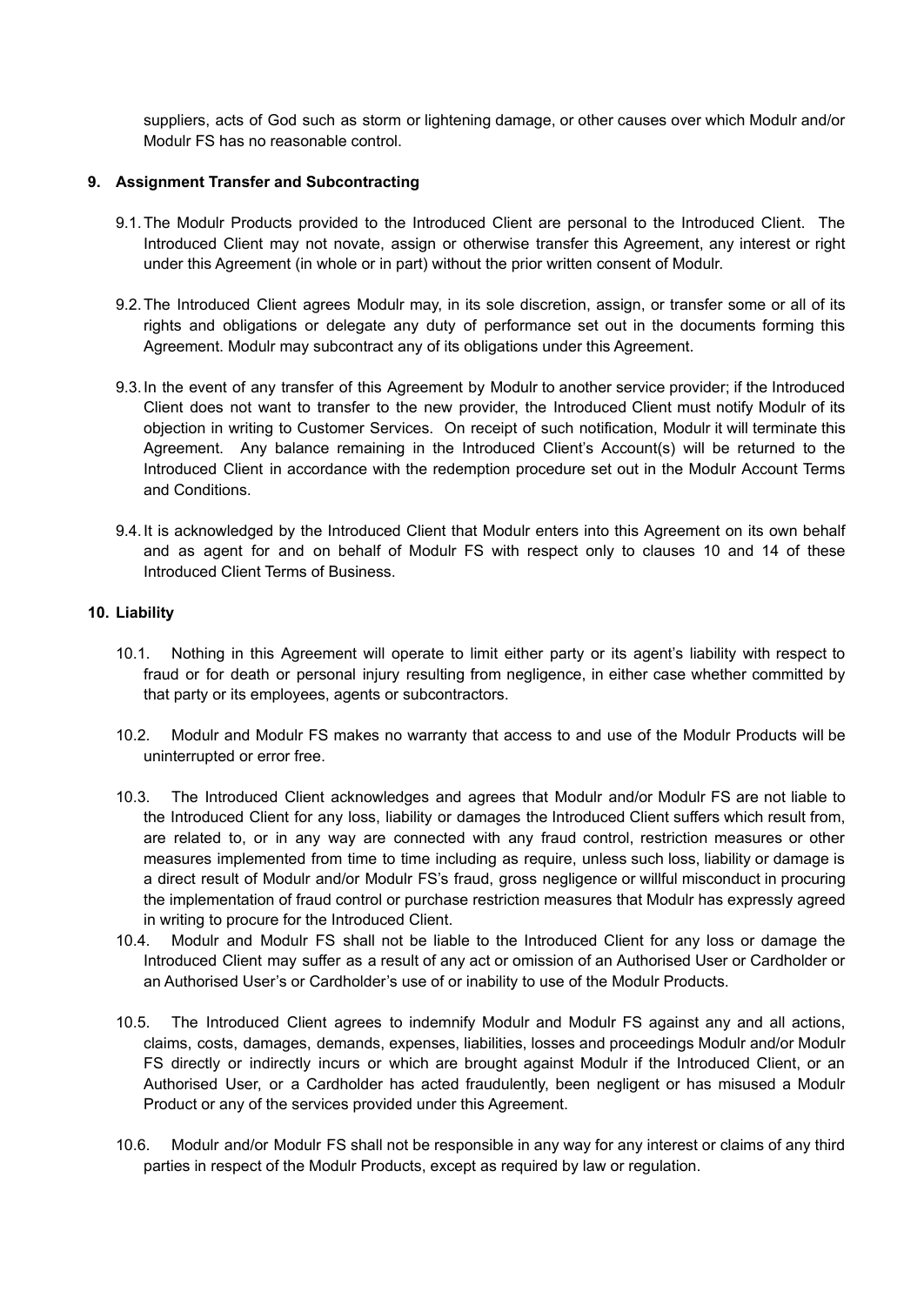suppliers, acts of God such as storm or lightening damage, or other causes over which Modulr and/or Modulr FS has no reasonable control.

## 9. Assignment Transfer and Subcontracting

9.1. The Modulr Products provided to the Introduced Client are personal to the Introduced Client. The Introduced Client may not novate, assign or otherwise transfer this Agreement, any interest or right under this Agreement (in whole or in part) without the prior written consent of Modulr.

9.2. The Introduced Client agrees Modulr may, in its sole discretion, assign, or transfer some or all of its rights and obligations or delegate any duty of performance set out in the documents forming this Agreement. Modulr may subcontract any of its obligations under this Agreement.

9.3. In the event of any transfer of this Agreement by Modulr to another service provider; if the Introduced Client does not want to transfer to the new provider, the Introduced Client must notify Modulr of its objection in writing to Customer Services. On receipt of such notification, Modulr it will terminate this Agreement. Any balance remaining in the Introduced Client's Account(s) will be returned to the Introduced Client in accordance with the redemption procedure set out in the Modulr Account Terms and Conditions.

9.4. It is acknowledged by the Introduced Client that Modulr enters into this Agreement on its own behalf and as agent for and on behalf of Modulr FS with respect only to clauses 10 and 14 of these Introduced Client Terms of Business.

## 10. Liability

10.1. Nothing in this Agreement will operate to limit either party or its agent's liability with respect to fraud or for death or personal injury resulting from negligence, in either case whether committed by that party or its employees, agents or subcontractors.

10.2. Modulr and Modulr FS makes no warranty that access to and use of the Modulr Products will be uninterrupted or error free.

10.3. The Introduced Client acknowledges and agrees that Modulr and/or Modulr FS are not liable to the Introduced Client for any loss, liability or damages the Introduced Client suffers which result from, are related to, or in any way are connected with any fraud control, restriction measures or other measures implemented from time to time including as require, unless such loss, liability or damage is a direct result of Modulr and/or Modulr FS's fraud, gross negligence or willful misconduct in procuring the implementation of fraud control or purchase restriction measures that Modulr has expressly agreed in writing to procure for the Introduced Client.

10.4. Modulr and Modulr FS shall not be liable to the Introduced Client for any loss or damage the Introduced Client may suffer as a result of any act or omission of an Authorised User or Cardholder or an Authorised User's or Cardholder's use of or inability to use of the Modulr Products.

10.5. The Introduced Client agrees to indemnify Modulr and Modulr FS against any and all actions, claims, costs, damages, demands, expenses, liabilities, losses and proceedings Modulr and/or Modulr FS directly or indirectly incurs or which are brought against Modulr if the Introduced Client, or an Authorised User, or a Cardholder has acted fraudulently, been negligent or has misused a Modulr Product or any of the services provided under this Agreement.

10.6. Modulr and/or Modulr FS shall not be responsible in any way for any interest or claims of any third parties in respect of the Modulr Products, except as required by law or regulation.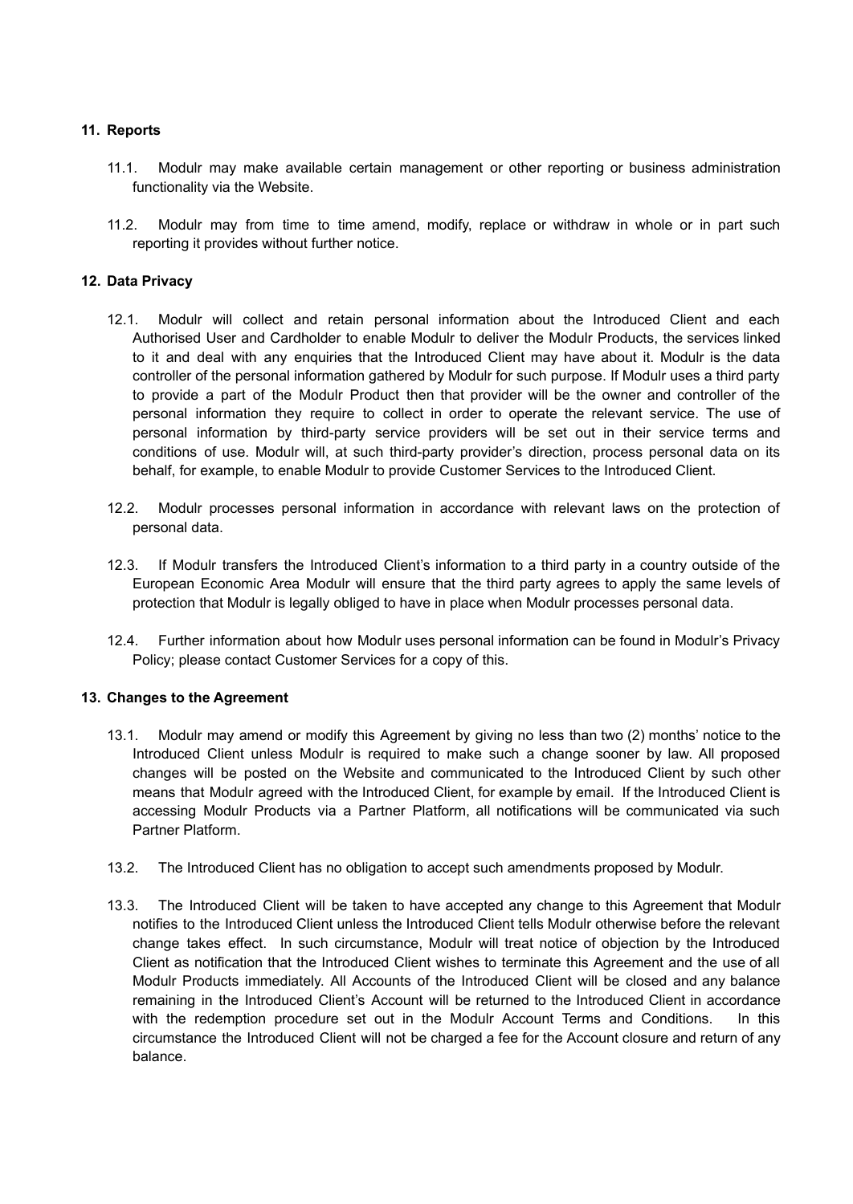## 11. Reports

11.1. Modulr may make available certain management or other reporting or business administration functionality via the Website.

11.2. Modulr may from time to time amend, modify, replace or withdraw in whole or in part such reporting it provides without further notice.

## 12. Data Privacy

12.1. Modulr will collect and retain personal information about the Introduced Client and each Authorised User and Cardholder to enable Modulr to deliver the Modulr Products, the services linked to it and deal with any enquiries that the Introduced Client may have about it. Modulr is the data controller of the personal information gathered by Modulr for such purpose. If Modulr uses a third party to provide a part of the Modulr Product then that provider will be the owner and controller of the personal information they require to collect in order to operate the relevant service. The use of personal information by third-party service providers will be set out in their service terms and conditions of use. Modulr will, at such third-party provider's direction, process personal data on its behalf, for example, to enable Modulr to provide Customer Services to the Introduced Client.

12.2. Modulr processes personal information in accordance with relevant laws on the protection of personal data.

12.3. If Modulr transfers the Introduced Client's information to a third party in a country outside of the European Economic Area Modulr will ensure that the third party agrees to apply the same levels of protection that Modulr is legally obliged to have in place when Modulr processes personal data.

12.4. Further information about how Modulr uses personal information can be found in Modulr's Privacy Policy; please contact Customer Services for a copy of this.

## 13. Changes to the Agreement

13.1. Modulr may amend or modify this Agreement by giving no less than two (2) months' notice to the Introduced Client unless Modulr is required to make such a change sooner by law. All proposed changes will be posted on the Website and communicated to the Introduced Client by such other means that Modulr agreed with the Introduced Client, for example by email. If the Introduced Client is accessing Modulr Products via a Partner Platform, all notifications will be communicated via such Partner Platform.

13.2. The Introduced Client has no obligation to accept such amendments proposed by Modulr.

13.3. The Introduced Client will be taken to have accepted any change to this Agreement that Modulr notifies to the Introduced Client unless the Introduced Client tells Modulr otherwise before the relevant change takes effect. In such circumstance, Modulr will treat notice of objection by the Introduced Client as notification that the Introduced Client wishes to terminate this Agreement and the use of all Modulr Products immediately. All Accounts of the Introduced Client will be closed and any balance remaining in the Introduced Client's Account will be returned to the Introduced Client in accordance with the redemption procedure set out in the Modulr Account Terms and Conditions. In this circumstance the Introduced Client will not be charged a fee for the Account closure and return of any balance.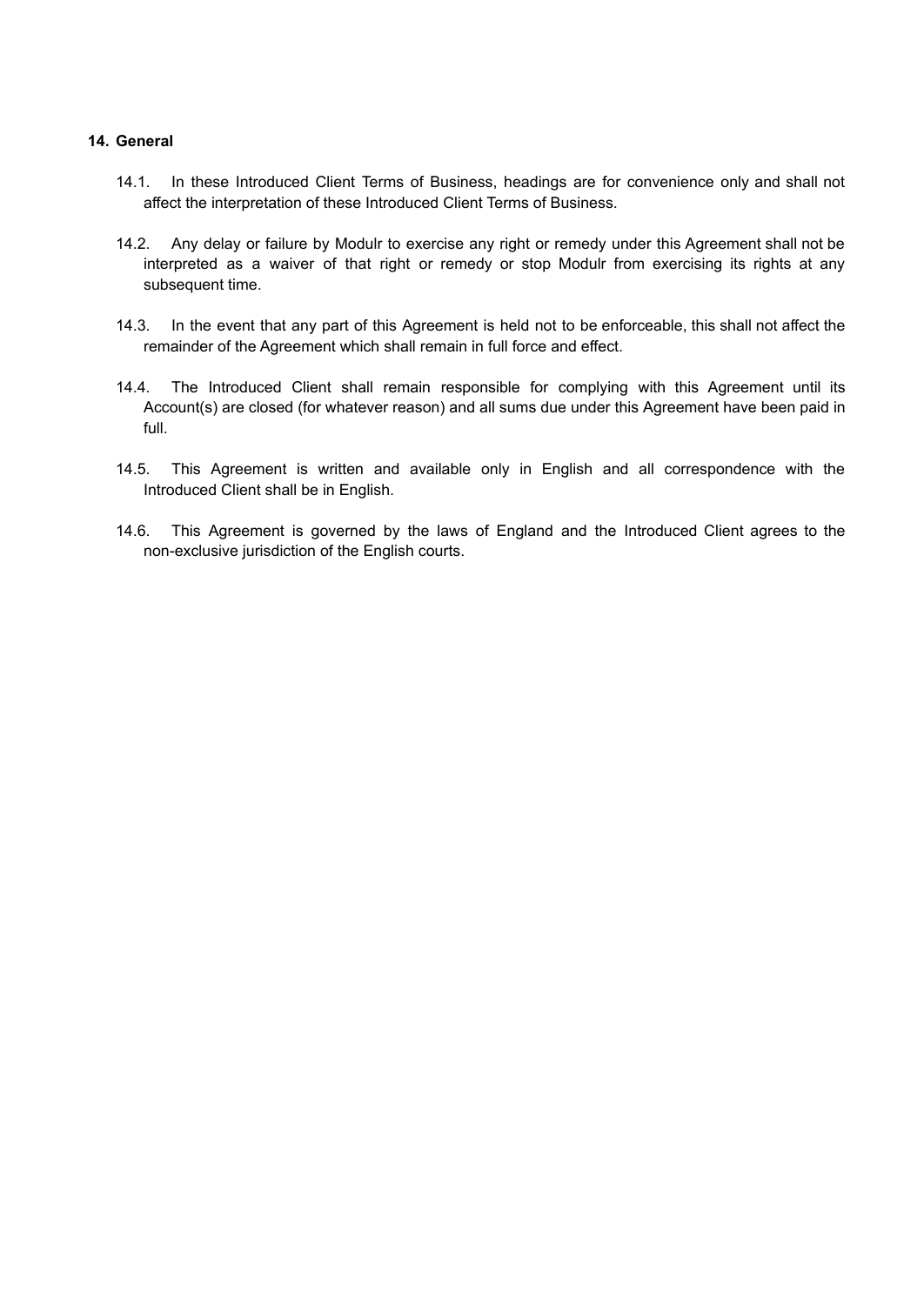## 14. General

14.1. In these Introduced Client Terms of Business, headings are for convenience only and shall not affect the interpretation of these Introduced Client Terms of Business.

14.2. Any delay or failure by Modulr to exercise any right or remedy under this Agreement shall not be interpreted as a waiver of that right or remedy or stop Modulr from exercising its rights at any subsequent time.

14.3. In the event that any part of this Agreement is held not to be enforceable, this shall not affect the remainder of the Agreement which shall remain in full force and effect.

14.4. The Introduced Client shall remain responsible for complying with this Agreement until its Account(s) are closed (for whatever reason) and all sums due under this Agreement have been paid in full.

14.5. This Agreement is written and available only in English and all correspondence with the Introduced Client shall be in English.

14.6. This Agreement is governed by the laws of England and the Introduced Client agrees to the non-exclusive jurisdiction of the English courts.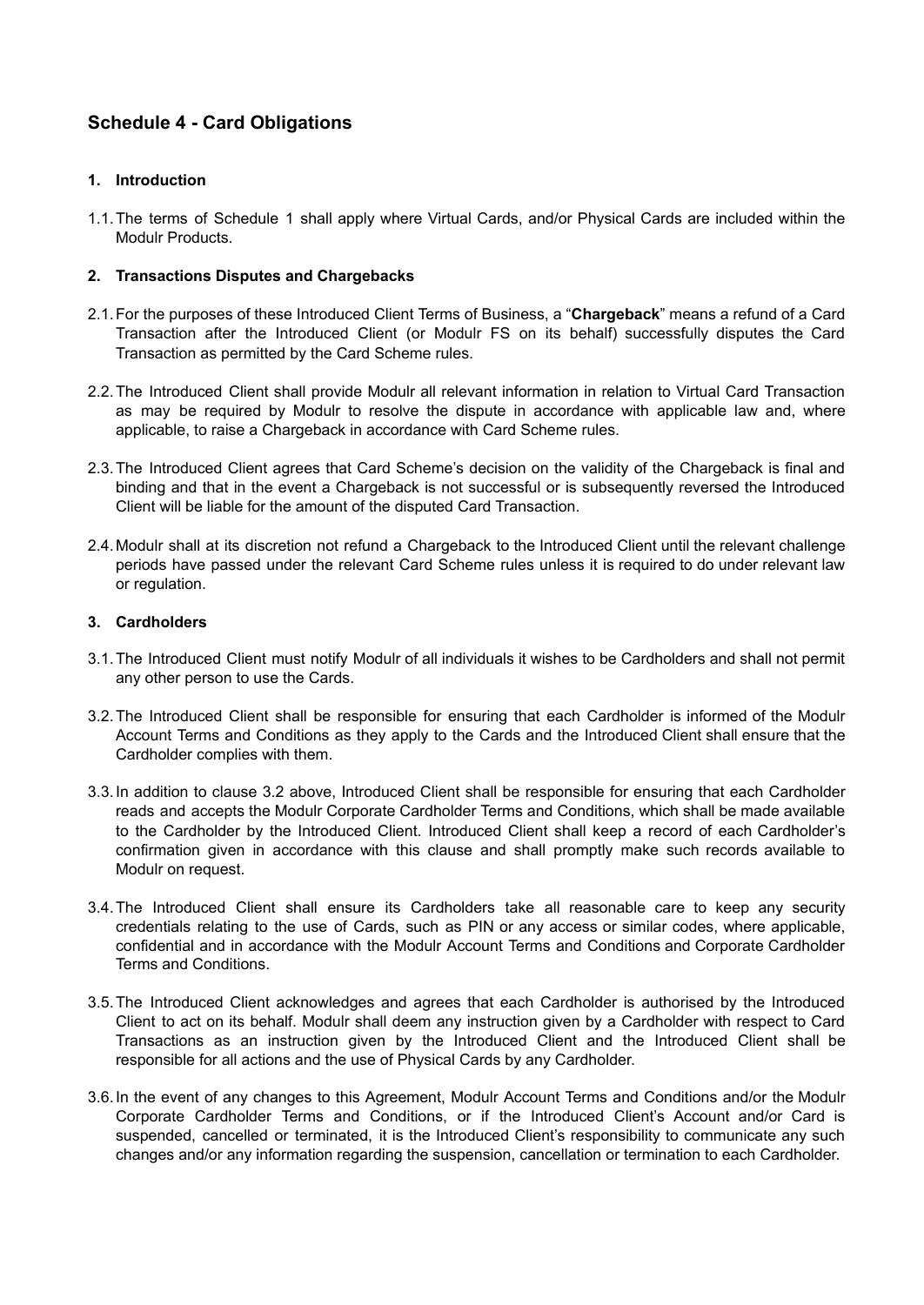## Schedule 4 - Card Obligations

### 1. Introduction

1.1. The terms of Schedule 1 shall apply where Virtual Cards, and/or Physical Cards are included within the Modulr Products.

### 2. Transactions Disputes and Chargebacks

2.1. For the purposes of these Introduced Client Terms of Business, a "**Chargeback**" means a refund of a Card Transaction after the Introduced Client (or Modulr FS on its behalf) successfully disputes the Card Transaction as permitted by the Card Scheme rules.

2.2. The Introduced Client shall provide Modulr all relevant information in relation to Virtual Card Transaction as may be required by Modulr to resolve the dispute in accordance with applicable law and, where applicable, to raise a Chargeback in accordance with Card Scheme rules.

2.3. The Introduced Client agrees that Card Scheme's decision on the validity of the Chargeback is final and binding and that in the event a Chargeback is not successful or is subsequently reversed the Introduced Client will be liable for the amount of the disputed Card Transaction.

2.4. Modulr shall at its discretion not refund a Chargeback to the Introduced Client until the relevant challenge periods have passed under the relevant Card Scheme rules unless it is required to do under relevant law or regulation.

### 3. Cardholders

3.1. The Introduced Client must notify Modulr of all individuals it wishes to be Cardholders and shall not permit any other person to use the Cards.

3.2. The Introduced Client shall be responsible for ensuring that each Cardholder is informed of the Modulr Account Terms and Conditions as they apply to the Cards and the Introduced Client shall ensure that the Cardholder complies with them.

3.3. In addition to clause 3.2 above, Introduced Client shall be responsible for ensuring that each Cardholder reads and accepts the Modulr Corporate Cardholder Terms and Conditions, which shall be made available to the Cardholder by the Introduced Client. Introduced Client shall keep a record of each Cardholder's confirmation given in accordance with this clause and shall promptly make such records available to Modulr on request.

3.4. The Introduced Client shall ensure its Cardholders take all reasonable care to keep any security credentials relating to the use of Cards, such as PIN or any access or similar codes, where applicable, confidential and in accordance with the Modulr Account Terms and Conditions and Corporate Cardholder Terms and Conditions.

3.5. The Introduced Client acknowledges and agrees that each Cardholder is authorised by the Introduced Client to act on its behalf. Modulr shall deem any instruction given by a Cardholder with respect to Card Transactions as an instruction given by the Introduced Client and the Introduced Client shall be responsible for all actions and the use of Physical Cards by any Cardholder.

3.6. In the event of any changes to this Agreement, Modulr Account Terms and Conditions and/or the Modulr Corporate Cardholder Terms and Conditions, or if the Introduced Client's Account and/or Card is suspended, cancelled or terminated, it is the Introduced Client's responsibility to communicate any such changes and/or any information regarding the suspension, cancellation or termination to each Cardholder.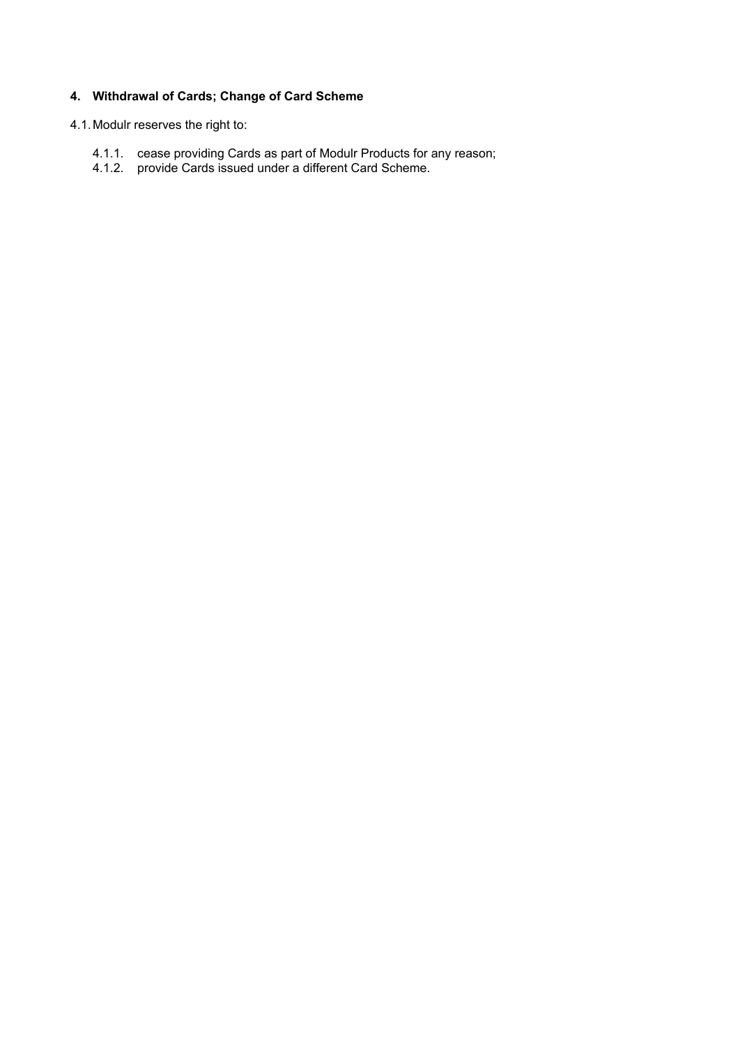## 4. Withdrawal of Cards; Change of Card Scheme

4.1. Modulr reserves the right to:

4.1.1. cease providing Cards as part of Modulr Products for any reason;
4.1.2. provide Cards issued under a different Card Scheme.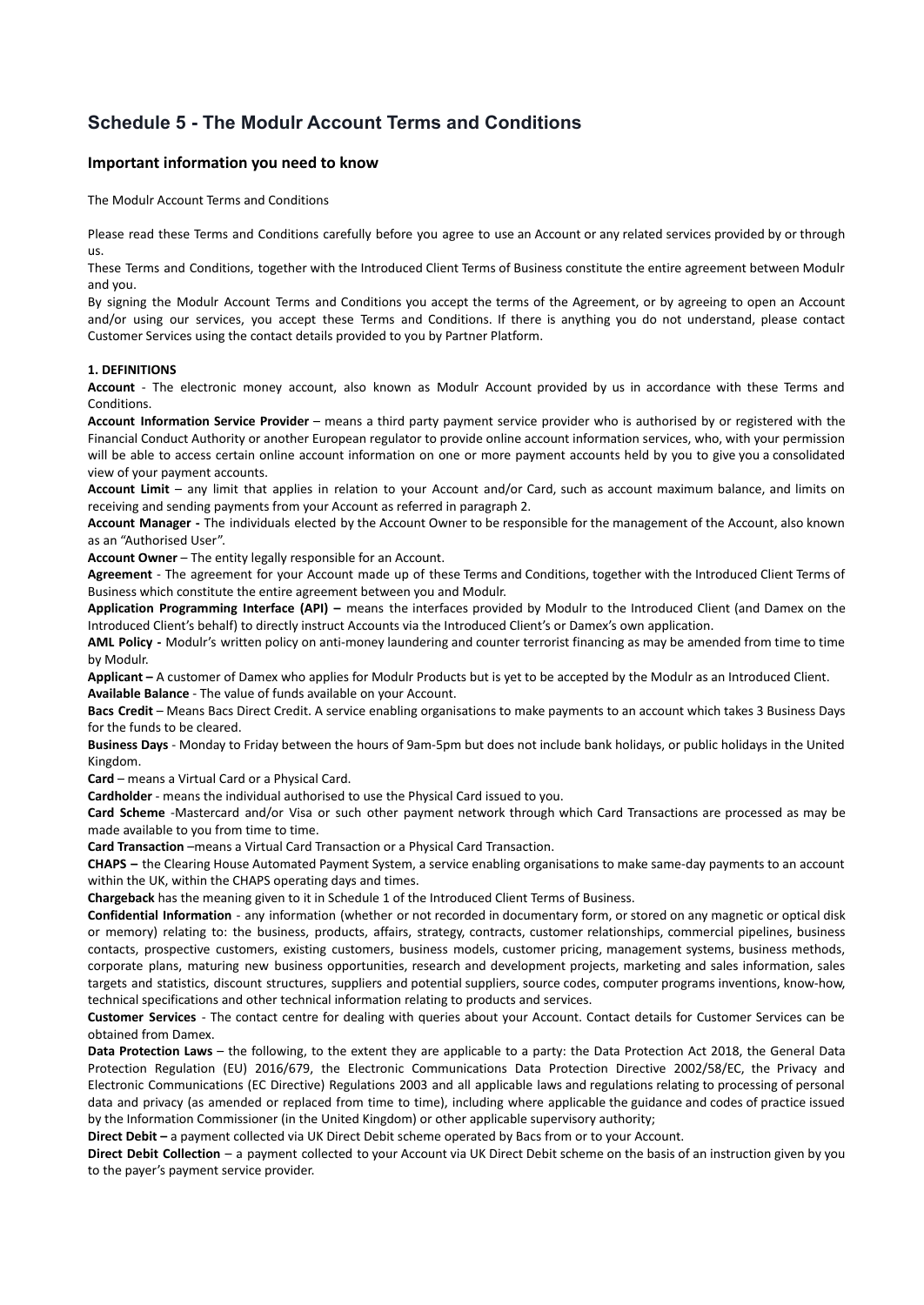# Schedule 5 - The Modulr Account Terms and Conditions

## Important information you need to know

The Modulr Account Terms and Conditions

Please read these Terms and Conditions carefully before you agree to use an Account or any related services provided by or through us.

These Terms and Conditions, together with the Introduced Client Terms of Business constitute the entire agreement between Modulr and you.

By signing the Modulr Account Terms and Conditions you accept the terms of the Agreement, or by agreeing to open an Account and/or using our services, you accept these Terms and Conditions. If there is anything you do not understand, please contact Customer Services using the contact details provided to you by Partner Platform.

**1. DEFINITIONS**

**Account** - The electronic money account, also known as Modulr Account provided by us in accordance with these Terms and Conditions.

**Account Information Service Provider** – means a third party payment service provider who is authorised by or registered with the Financial Conduct Authority or another European regulator to provide online account information services, who, with your permission will be able to access certain online account information on one or more payment accounts held by you to give you a consolidated view of your payment accounts.

**Account Limit** – any limit that applies in relation to your Account and/or Card, such as account maximum balance, and limits on receiving and sending payments from your Account as referred in paragraph 2.

**Account Manager -** The individuals elected by the Account Owner to be responsible for the management of the Account, also known as an "Authorised User".

**Account Owner** – The entity legally responsible for an Account.

**Agreement** - The agreement for your Account made up of these Terms and Conditions, together with the Introduced Client Terms of Business which constitute the entire agreement between you and Modulr.

**Application Programming Interface (API) –** means the interfaces provided by Modulr to the Introduced Client (and Damex on the Introduced Client's behalf) to directly instruct Accounts via the Introduced Client's or Damex's own application.

**AML Policy -** Modulr's written policy on anti-money laundering and counter terrorist financing as may be amended from time to time by Modulr.

**Applicant –** A customer of Damex who applies for Modulr Products but is yet to be accepted by the Modulr as an Introduced Client.

**Available Balance** - The value of funds available on your Account.

**Bacs Credit** – Means Bacs Direct Credit. A service enabling organisations to make payments to an account which takes 3 Business Days for the funds to be cleared.

**Business Days** - Monday to Friday between the hours of 9am-5pm but does not include bank holidays, or public holidays in the United Kingdom.

**Card** – means a Virtual Card or a Physical Card.

**Cardholder** - means the individual authorised to use the Physical Card issued to you.

**Card Scheme** -Mastercard and/or Visa or such other payment network through which Card Transactions are processed as may be made available to you from time to time.

**Card Transaction** –means a Virtual Card Transaction or a Physical Card Transaction.

**CHAPS –** the Clearing House Automated Payment System, a service enabling organisations to make same-day payments to an account within the UK, within the CHAPS operating days and times.

**Chargeback** has the meaning given to it in Schedule 1 of the Introduced Client Terms of Business.

**Confidential Information** - any information (whether or not recorded in documentary form, or stored on any magnetic or optical disk or memory) relating to: the business, products, affairs, strategy, contracts, customer relationships, commercial pipelines, business contacts, prospective customers, existing customers, business models, customer pricing, management systems, business methods, corporate plans, maturing new business opportunities, research and development projects, marketing and sales information, sales targets and statistics, discount structures, suppliers and potential suppliers, source codes, computer programs inventions, know-how, technical specifications and other technical information relating to products and services.

**Customer Services** - The contact centre for dealing with queries about your Account. Contact details for Customer Services can be obtained from Damex.

**Data Protection Laws** – the following, to the extent they are applicable to a party: the Data Protection Act 2018, the General Data Protection Regulation (EU) 2016/679, the Electronic Communications Data Protection Directive 2002/58/EC, the Privacy and Electronic Communications (EC Directive) Regulations 2003 and all applicable laws and regulations relating to processing of personal data and privacy (as amended or replaced from time to time), including where applicable the guidance and codes of practice issued by the Information Commissioner (in the United Kingdom) or other applicable supervisory authority;

**Direct Debit –** a payment collected via UK Direct Debit scheme operated by Bacs from or to your Account.

**Direct Debit Collection** – a payment collected to your Account via UK Direct Debit scheme on the basis of an instruction given by you to the payer's payment service provider.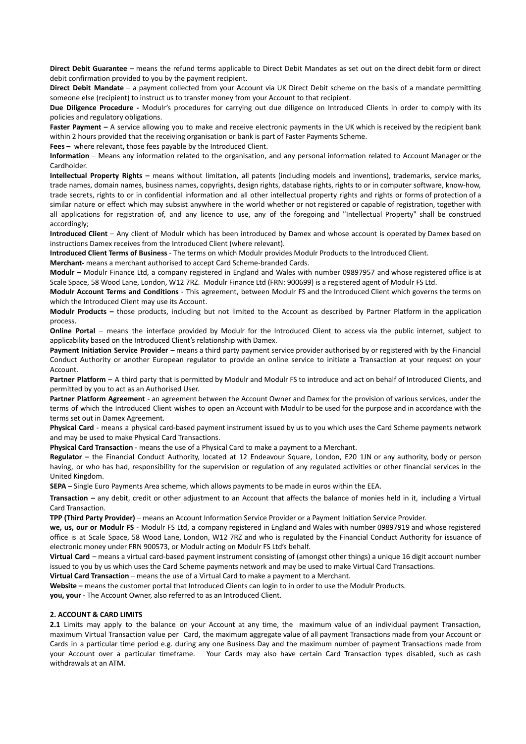**Direct Debit Guarantee** – means the refund terms applicable to Direct Debit Mandates as set out on the direct debit form or direct debit confirmation provided to you by the payment recipient.

**Direct Debit Mandate** – a payment collected from your Account via UK Direct Debit scheme on the basis of a mandate permitting someone else (recipient) to instruct us to transfer money from your Account to that recipient.

**Due Diligence Procedure -** Modulr's procedures for carrying out due diligence on Introduced Clients in order to comply with its policies and regulatory obligations.

**Faster Payment –** A service allowing you to make and receive electronic payments in the UK which is received by the recipient bank within 2 hours provided that the receiving organisation or bank is part of Faster Payments Scheme.

**Fees –** where relevant**,** those fees payable by the Introduced Client.

**Information** – Means any information related to the organisation, and any personal information related to Account Manager or the Cardholder.

**Intellectual Property Rights –** means without limitation, all patents (including models and inventions), trademarks, service marks, trade names, domain names, business names, copyrights, design rights, database rights, rights to or in computer software, know-how, trade secrets, rights to or in confidential information and all other intellectual property rights and rights or forms of protection of a similar nature or effect which may subsist anywhere in the world whether or not registered or capable of registration, together with all applications for registration of, and any licence to use, any of the foregoing and "Intellectual Property" shall be construed accordingly;

**Introduced Client** – Any client of Modulr which has been introduced by Damex and whose account is operated by Damex based on instructions Damex receives from the Introduced Client (where relevant).

**Introduced Client Terms of Business** - The terms on which Modulr provides Modulr Products to the Introduced Client.

**Merchant-** means a merchant authorised to accept Card Scheme-branded Cards.

**Modulr –** Modulr Finance Ltd, a company registered in England and Wales with number 09897957 and whose registered office is at Scale Space, 58 Wood Lane, London, W12 7RZ. Modulr Finance Ltd (FRN: 900699) is a registered agent of Modulr FS Ltd.

**Modulr Account Terms and Conditions** - This agreement, between Modulr FS and the Introduced Client which governs the terms on which the Introduced Client may use its Account.

**Modulr Products –** those products, including but not limited to the Account as described by Partner Platform in the application process.

**Online Portal** – means the interface provided by Modulr for the Introduced Client to access via the public internet, subject to applicability based on the Introduced Client's relationship with Damex.

**Payment Initiation Service Provider** – means a third party payment service provider authorised by or registered with by the Financial Conduct Authority or another European regulator to provide an online service to initiate a Transaction at your request on your Account.

**Partner Platform** – A third party that is permitted by Modulr and Modulr FS to introduce and act on behalf of Introduced Clients, and permitted by you to act as an Authorised User.

**Partner Platform Agreement** - an agreement between the Account Owner and Damex for the provision of various services, under the terms of which the Introduced Client wishes to open an Account with Modulr to be used for the purpose and in accordance with the terms set out in Damex Agreement.

**Physical Card** - means a physical card-based payment instrument issued by us to you which uses the Card Scheme payments network and may be used to make Physical Card Transactions.

**Physical Card Transaction** - means the use of a Physical Card to make a payment to a Merchant.

**Regulator –** the Financial Conduct Authority, located at 12 Endeavour Square, London, E20 1JN or any authority, body or person having, or who has had, responsibility for the supervision or regulation of any regulated activities or other financial services in the United Kingdom.

**SEPA** – Single Euro Payments Area scheme, which allows payments to be made in euros within the EEA.

**Transaction –** any debit, credit or other adjustment to an Account that affects the balance of monies held in it, including a Virtual Card Transaction.

**TPP (Third Party Provider)** – means an Account Information Service Provider or a Payment Initiation Service Provider.

**we, us, our or Modulr FS** - Modulr FS Ltd, a company registered in England and Wales with number 09897919 and whose registered office is at Scale Space, 58 Wood Lane, London, W12 7RZ and who is regulated by the Financial Conduct Authority for issuance of electronic money under FRN 900573, or Modulr acting on Modulr FS Ltd's behalf.

**Virtual Card** – means a virtual card-based payment instrument consisting of (amongst other things) a unique 16 digit account number issued to you by us which uses the Card Scheme payments network and may be used to make Virtual Card Transactions.

**Virtual Card Transaction** – means the use of a Virtual Card to make a payment to a Merchant.

**Website –** means the customer portal that Introduced Clients can login to in order to use the Modulr Products.

**you, your** - The Account Owner, also referred to as an Introduced Client.

**2. ACCOUNT & CARD LIMITS**

**2.1** Limits may apply to the balance on your Account at any time, the maximum value of an individual payment Transaction, maximum Virtual Transaction value per Card, the maximum aggregate value of all payment Transactions made from your Account or Cards in a particular time period e.g. during any one Business Day and the maximum number of payment Transactions made from your Account over a particular timeframe. Your Cards may also have certain Card Transaction types disabled, such as cash withdrawals at an ATM.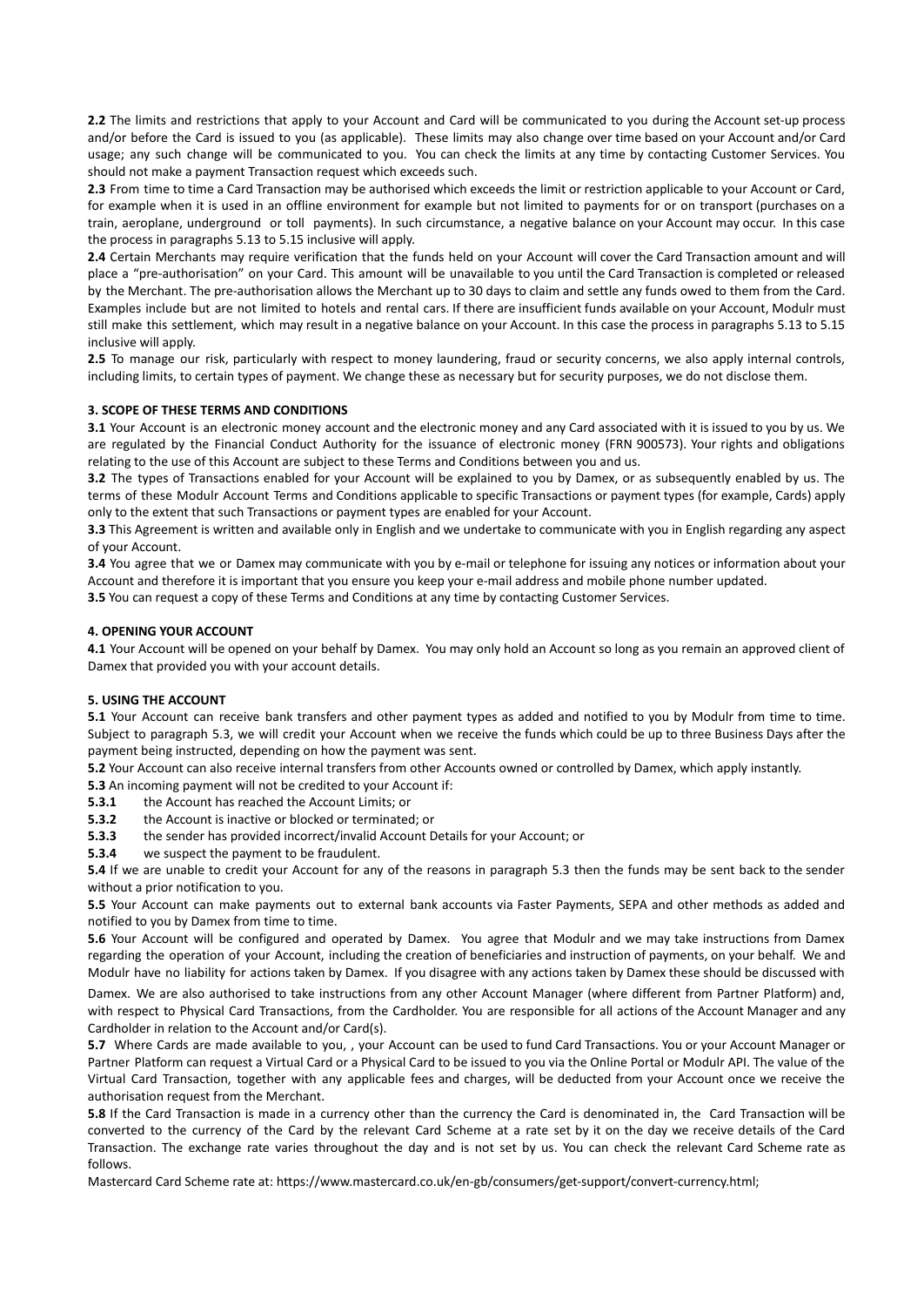**2.2** The limits and restrictions that apply to your Account and Card will be communicated to you during the Account set-up process and/or before the Card is issued to you (as applicable). These limits may also change over time based on your Account and/or Card usage; any such change will be communicated to you. You can check the limits at any time by contacting Customer Services. You should not make a payment Transaction request which exceeds such.

**2.3** From time to time a Card Transaction may be authorised which exceeds the limit or restriction applicable to your Account or Card, for example when it is used in an offline environment for example but not limited to payments for or on transport (purchases on a train, aeroplane, underground or toll payments). In such circumstance, a negative balance on your Account may occur. In this case the process in paragraphs 5.13 to 5.15 inclusive will apply.

**2.4** Certain Merchants may require verification that the funds held on your Account will cover the Card Transaction amount and will place a "pre-authorisation" on your Card. This amount will be unavailable to you until the Card Transaction is completed or released by the Merchant. The pre-authorisation allows the Merchant up to 30 days to claim and settle any funds owed to them from the Card. Examples include but are not limited to hotels and rental cars. If there are insufficient funds available on your Account, Modulr must still make this settlement, which may result in a negative balance on your Account. In this case the process in paragraphs 5.13 to 5.15 inclusive will apply.

**2.5** To manage our risk, particularly with respect to money laundering, fraud or security concerns, we also apply internal controls, including limits, to certain types of payment. We change these as necessary but for security purposes, we do not disclose them.

**3. SCOPE OF THESE TERMS AND CONDITIONS**

**3.1** Your Account is an electronic money account and the electronic money and any Card associated with it is issued to you by us. We are regulated by the Financial Conduct Authority for the issuance of electronic money (FRN 900573). Your rights and obligations relating to the use of this Account are subject to these Terms and Conditions between you and us.

**3.2** The types of Transactions enabled for your Account will be explained to you by Damex, or as subsequently enabled by us. The terms of these Modulr Account Terms and Conditions applicable to specific Transactions or payment types (for example, Cards) apply only to the extent that such Transactions or payment types are enabled for your Account.

**3.3** This Agreement is written and available only in English and we undertake to communicate with you in English regarding any aspect of your Account.

**3.4** You agree that we or Damex may communicate with you by e-mail or telephone for issuing any notices or information about your Account and therefore it is important that you ensure you keep your e-mail address and mobile phone number updated.

**3.5** You can request a copy of these Terms and Conditions at any time by contacting Customer Services.

**4. OPENING YOUR ACCOUNT**

**4.1** Your Account will be opened on your behalf by Damex. You may only hold an Account so long as you remain an approved client of Damex that provided you with your account details.

**5. USING THE ACCOUNT**

**5.1** Your Account can receive bank transfers and other payment types as added and notified to you by Modulr from time to time. Subject to paragraph 5.3, we will credit your Account when we receive the funds which could be up to three Business Days after the payment being instructed, depending on how the payment was sent.

**5.2** Your Account can also receive internal transfers from other Accounts owned or controlled by Damex, which apply instantly.

**5.3** An incoming payment will not be credited to your Account if:

**5.3.1** the Account has reached the Account Limits; or

**5.3.2** the Account is inactive or blocked or terminated; or

**5.3.3** the sender has provided incorrect/invalid Account Details for your Account; or

**5.3.4** we suspect the payment to be fraudulent.

**5.4** If we are unable to credit your Account for any of the reasons in paragraph 5.3 then the funds may be sent back to the sender without a prior notification to you.

**5.5** Your Account can make payments out to external bank accounts via Faster Payments, SEPA and other methods as added and notified to you by Damex from time to time.

**5.6** Your Account will be configured and operated by Damex. You agree that Modulr and we may take instructions from Damex regarding the operation of your Account, including the creation of beneficiaries and instruction of payments, on your behalf. We and Modulr have no liability for actions taken by Damex. If you disagree with any actions taken by Damex these should be discussed with Damex. We are also authorised to take instructions from any other Account Manager (where different from Partner Platform) and, with respect to Physical Card Transactions, from the Cardholder. You are responsible for all actions of the Account Manager and any Cardholder in relation to the Account and/or Card(s).

**5.7** Where Cards are made available to you, , your Account can be used to fund Card Transactions. You or your Account Manager or Partner Platform can request a Virtual Card or a Physical Card to be issued to you via the Online Portal or Modulr API. The value of the Virtual Card Transaction, together with any applicable fees and charges, will be deducted from your Account once we receive the authorisation request from the Merchant.

**5.8** If the Card Transaction is made in a currency other than the currency the Card is denominated in, the Card Transaction will be converted to the currency of the Card by the relevant Card Scheme at a rate set by it on the day we receive details of the Card Transaction. The exchange rate varies throughout the day and is not set by us. You can check the relevant Card Scheme rate as follows.

Mastercard Card Scheme rate at: https://www.mastercard.co.uk/en-gb/consumers/get-support/convert-currency.html;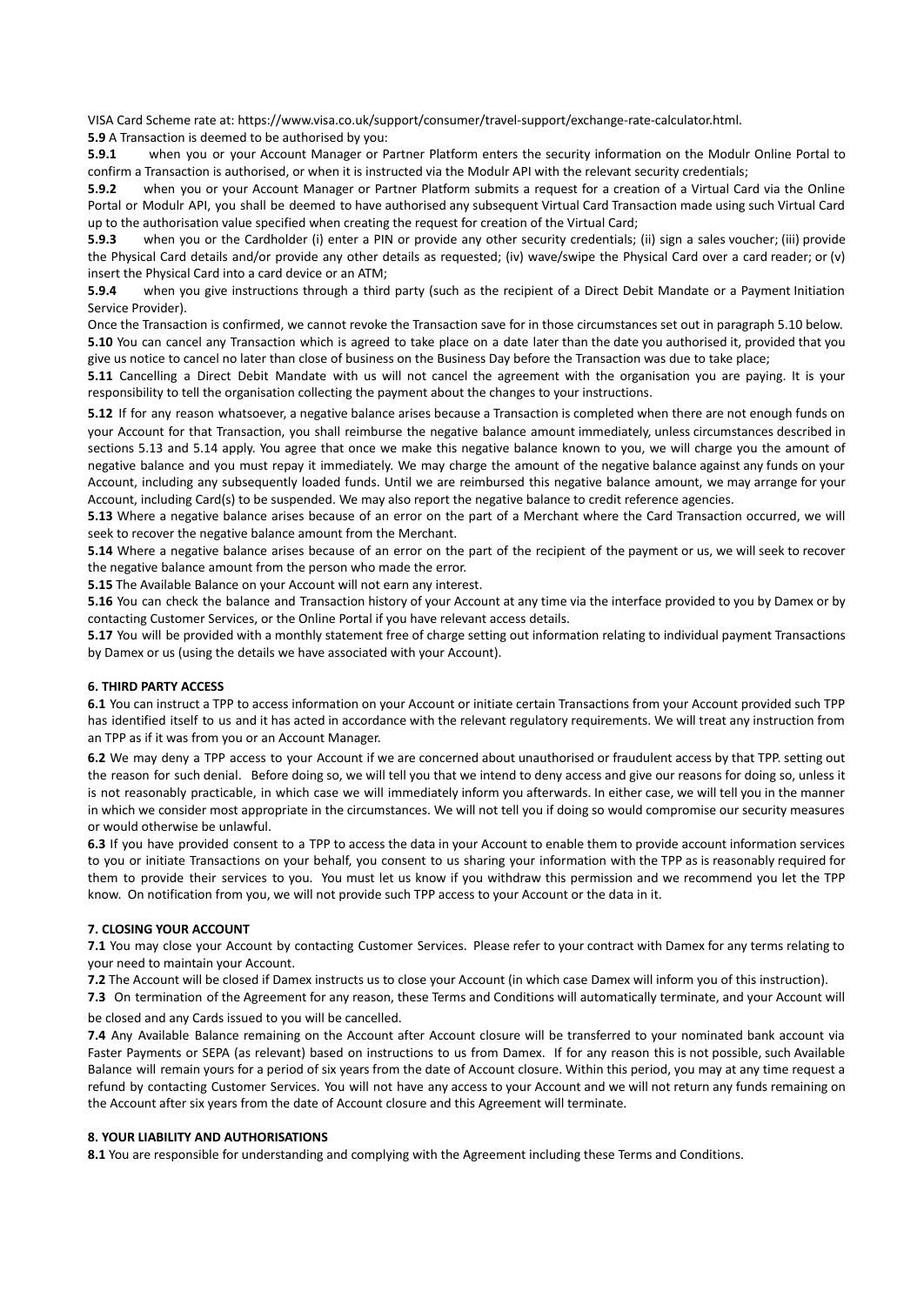VISA Card Scheme rate at: https://www.visa.co.uk/support/consumer/travel-support/exchange-rate-calculator.html.

**5.9** A Transaction is deemed to be authorised by you:

**5.9.1** when you or your Account Manager or Partner Platform enters the security information on the Modulr Online Portal to confirm a Transaction is authorised, or when it is instructed via the Modulr API with the relevant security credentials;

**5.9.2** when you or your Account Manager or Partner Platform submits a request for a creation of a Virtual Card via the Online Portal or Modulr API, you shall be deemed to have authorised any subsequent Virtual Card Transaction made using such Virtual Card up to the authorisation value specified when creating the request for creation of the Virtual Card;

**5.9.3** when you or the Cardholder (i) enter a PIN or provide any other security credentials; (ii) sign a sales voucher; (iii) provide the Physical Card details and/or provide any other details as requested; (iv) wave/swipe the Physical Card over a card reader; or (v) insert the Physical Card into a card device or an ATM;

**5.9.4** when you give instructions through a third party (such as the recipient of a Direct Debit Mandate or a Payment Initiation Service Provider).

Once the Transaction is confirmed, we cannot revoke the Transaction save for in those circumstances set out in paragraph 5.10 below.

**5.10** You can cancel any Transaction which is agreed to take place on a date later than the date you authorised it, provided that you give us notice to cancel no later than close of business on the Business Day before the Transaction was due to take place;

**5.11** Cancelling a Direct Debit Mandate with us will not cancel the agreement with the organisation you are paying. It is your responsibility to tell the organisation collecting the payment about the changes to your instructions.

**5.12** If for any reason whatsoever, a negative balance arises because a Transaction is completed when there are not enough funds on your Account for that Transaction, you shall reimburse the negative balance amount immediately, unless circumstances described in sections 5.13 and 5.14 apply. You agree that once we make this negative balance known to you, we will charge you the amount of negative balance and you must repay it immediately. We may charge the amount of the negative balance against any funds on your Account, including any subsequently loaded funds. Until we are reimbursed this negative balance amount, we may arrange for your Account, including Card(s) to be suspended. We may also report the negative balance to credit reference agencies.

**5.13** Where a negative balance arises because of an error on the part of a Merchant where the Card Transaction occurred, we will seek to recover the negative balance amount from the Merchant.

**5.14** Where a negative balance arises because of an error on the part of the recipient of the payment or us, we will seek to recover the negative balance amount from the person who made the error.

**5.15** The Available Balance on your Account will not earn any interest.

**5.16** You can check the balance and Transaction history of your Account at any time via the interface provided to you by Damex or by contacting Customer Services, or the Online Portal if you have relevant access details.

**5.17** You will be provided with a monthly statement free of charge setting out information relating to individual payment Transactions by Damex or us (using the details we have associated with your Account).

### 6. THIRD PARTY ACCESS

**6.1** You can instruct a TPP to access information on your Account or initiate certain Transactions from your Account provided such TPP has identified itself to us and it has acted in accordance with the relevant regulatory requirements. We will treat any instruction from an TPP as if it was from you or an Account Manager.

**6.2** We may deny a TPP access to your Account if we are concerned about unauthorised or fraudulent access by that TPP. setting out the reason for such denial. Before doing so, we will tell you that we intend to deny access and give our reasons for doing so, unless it is not reasonably practicable, in which case we will immediately inform you afterwards. In either case, we will tell you in the manner in which we consider most appropriate in the circumstances. We will not tell you if doing so would compromise our security measures or would otherwise be unlawful.

**6.3** If you have provided consent to a TPP to access the data in your Account to enable them to provide account information services to you or initiate Transactions on your behalf, you consent to us sharing your information with the TPP as is reasonably required for them to provide their services to you. You must let us know if you withdraw this permission and we recommend you let the TPP know. On notification from you, we will not provide such TPP access to your Account or the data in it.

### 7. CLOSING YOUR ACCOUNT

**7.1** You may close your Account by contacting Customer Services. Please refer to your contract with Damex for any terms relating to your need to maintain your Account.

**7.2** The Account will be closed if Damex instructs us to close your Account (in which case Damex will inform you of this instruction).

**7.3** On termination of the Agreement for any reason, these Terms and Conditions will automatically terminate, and your Account will be closed and any Cards issued to you will be cancelled.

**7.4** Any Available Balance remaining on the Account after Account closure will be transferred to your nominated bank account via Faster Payments or SEPA (as relevant) based on instructions to us from Damex. If for any reason this is not possible, such Available Balance will remain yours for a period of six years from the date of Account closure. Within this period, you may at any time request a refund by contacting Customer Services. You will not have any access to your Account and we will not return any funds remaining on the Account after six years from the date of Account closure and this Agreement will terminate.

### 8. YOUR LIABILITY AND AUTHORISATIONS

**8.1** You are responsible for understanding and complying with the Agreement including these Terms and Conditions.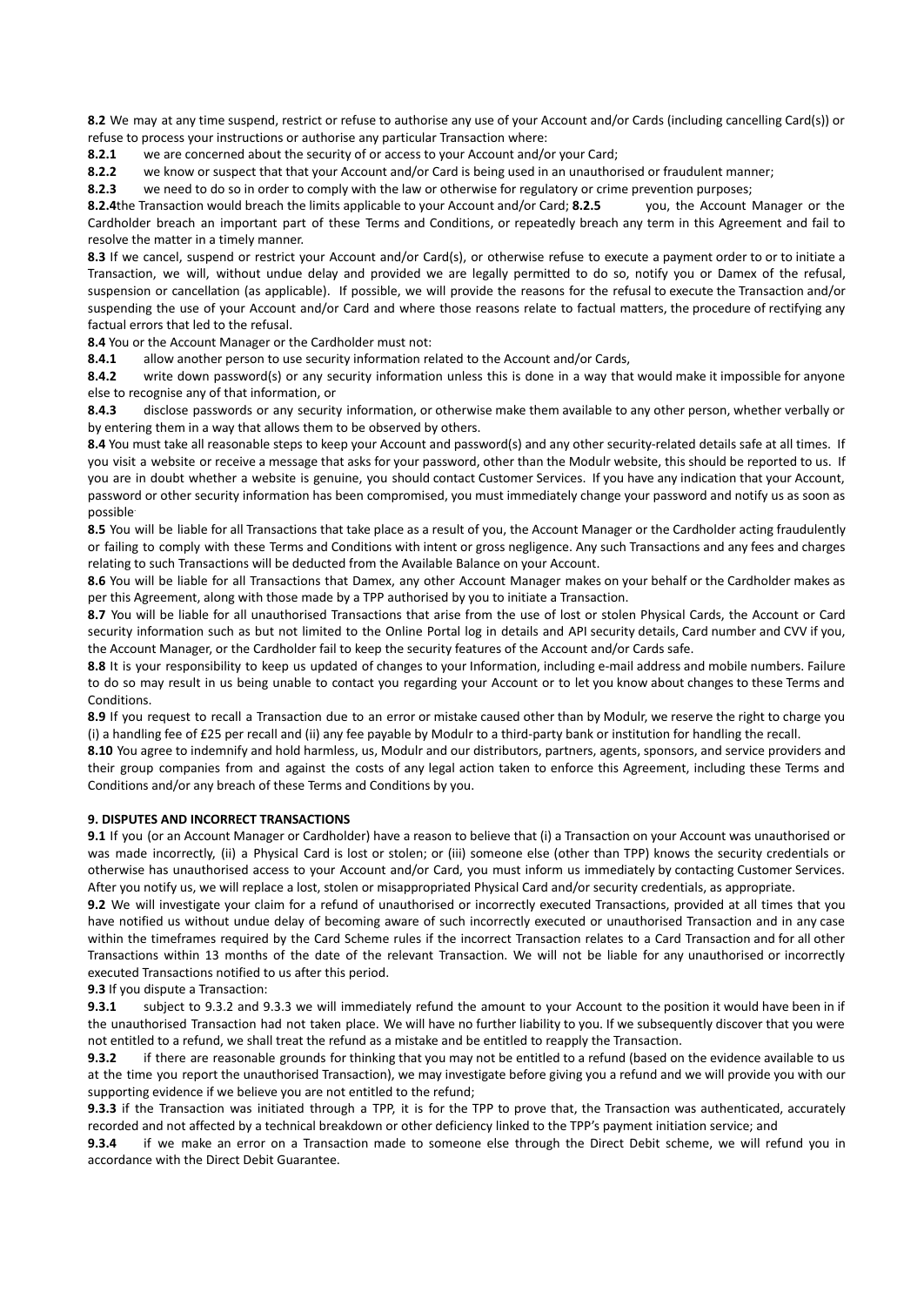**8.2** We may at any time suspend, restrict or refuse to authorise any use of your Account and/or Cards (including cancelling Card(s)) or refuse to process your instructions or authorise any particular Transaction where:

**8.2.1** we are concerned about the security of or access to your Account and/or your Card;

**8.2.2** we know or suspect that that your Account and/or Card is being used in an unauthorised or fraudulent manner;

**8.2.3** we need to do so in order to comply with the law or otherwise for regulatory or crime prevention purposes;

**8.2.4**the Transaction would breach the limits applicable to your Account and/or Card; **8.2.5** you, the Account Manager or the Cardholder breach an important part of these Terms and Conditions, or repeatedly breach any term in this Agreement and fail to resolve the matter in a timely manner.

**8.3** If we cancel, suspend or restrict your Account and/or Card(s), or otherwise refuse to execute a payment order to or to initiate a Transaction, we will, without undue delay and provided we are legally permitted to do so, notify you or Damex of the refusal, suspension or cancellation (as applicable). If possible, we will provide the reasons for the refusal to execute the Transaction and/or suspending the use of your Account and/or Card and where those reasons relate to factual matters, the procedure of rectifying any factual errors that led to the refusal.

**8.4** You or the Account Manager or the Cardholder must not:

**8.4.1** allow another person to use security information related to the Account and/or Cards,

**8.4.2** write down password(s) or any security information unless this is done in a way that would make it impossible for anyone else to recognise any of that information, or

**8.4.3** disclose passwords or any security information, or otherwise make them available to any other person, whether verbally or by entering them in a way that allows them to be observed by others.

**8.4** You must take all reasonable steps to keep your Account and password(s) and any other security-related details safe at all times. If you visit a website or receive a message that asks for your password, other than the Modulr website, this should be reported to us. If you are in doubt whether a website is genuine, you should contact Customer Services. If you have any indication that your Account, password or other security information has been compromised, you must immediately change your password and notify us as soon as possible.

**8.5** You will be liable for all Transactions that take place as a result of you, the Account Manager or the Cardholder acting fraudulently or failing to comply with these Terms and Conditions with intent or gross negligence. Any such Transactions and any fees and charges relating to such Transactions will be deducted from the Available Balance on your Account.

**8.6** You will be liable for all Transactions that Damex, any other Account Manager makes on your behalf or the Cardholder makes as per this Agreement, along with those made by a TPP authorised by you to initiate a Transaction.

**8.7** You will be liable for all unauthorised Transactions that arise from the use of lost or stolen Physical Cards, the Account or Card security information such as but not limited to the Online Portal log in details and API security details, Card number and CVV if you, the Account Manager, or the Cardholder fail to keep the security features of the Account and/or Cards safe.

**8.8** It is your responsibility to keep us updated of changes to your Information, including e-mail address and mobile numbers. Failure to do so may result in us being unable to contact you regarding your Account or to let you know about changes to these Terms and Conditions.

**8.9** If you request to recall a Transaction due to an error or mistake caused other than by Modulr, we reserve the right to charge you (i) a handling fee of £25 per recall and (ii) any fee payable by Modulr to a third-party bank or institution for handling the recall.

**8.10** You agree to indemnify and hold harmless, us, Modulr and our distributors, partners, agents, sponsors, and service providers and their group companies from and against the costs of any legal action taken to enforce this Agreement, including these Terms and Conditions and/or any breach of these Terms and Conditions by you.

## 9. DISPUTES AND INCORRECT TRANSACTIONS

**9.1** If you (or an Account Manager or Cardholder) have a reason to believe that (i) a Transaction on your Account was unauthorised or was made incorrectly, (ii) a Physical Card is lost or stolen; or (iii) someone else (other than TPP) knows the security credentials or otherwise has unauthorised access to your Account and/or Card, you must inform us immediately by contacting Customer Services. After you notify us, we will replace a lost, stolen or misappropriated Physical Card and/or security credentials, as appropriate.

**9.2** We will investigate your claim for a refund of unauthorised or incorrectly executed Transactions, provided at all times that you have notified us without undue delay of becoming aware of such incorrectly executed or unauthorised Transaction and in any case within the timeframes required by the Card Scheme rules if the incorrect Transaction relates to a Card Transaction and for all other Transactions within 13 months of the date of the relevant Transaction. We will not be liable for any unauthorised or incorrectly executed Transactions notified to us after this period.

**9.3** If you dispute a Transaction:

**9.3.1** subject to 9.3.2 and 9.3.3 we will immediately refund the amount to your Account to the position it would have been in if the unauthorised Transaction had not taken place. We will have no further liability to you. If we subsequently discover that you were not entitled to a refund, we shall treat the refund as a mistake and be entitled to reapply the Transaction.

**9.3.2** if there are reasonable grounds for thinking that you may not be entitled to a refund (based on the evidence available to us at the time you report the unauthorised Transaction), we may investigate before giving you a refund and we will provide you with our supporting evidence if we believe you are not entitled to the refund;

**9.3.3** if the Transaction was initiated through a TPP, it is for the TPP to prove that, the Transaction was authenticated, accurately recorded and not affected by a technical breakdown or other deficiency linked to the TPP's payment initiation service; and

**9.3.4** if we make an error on a Transaction made to someone else through the Direct Debit scheme, we will refund you in accordance with the Direct Debit Guarantee.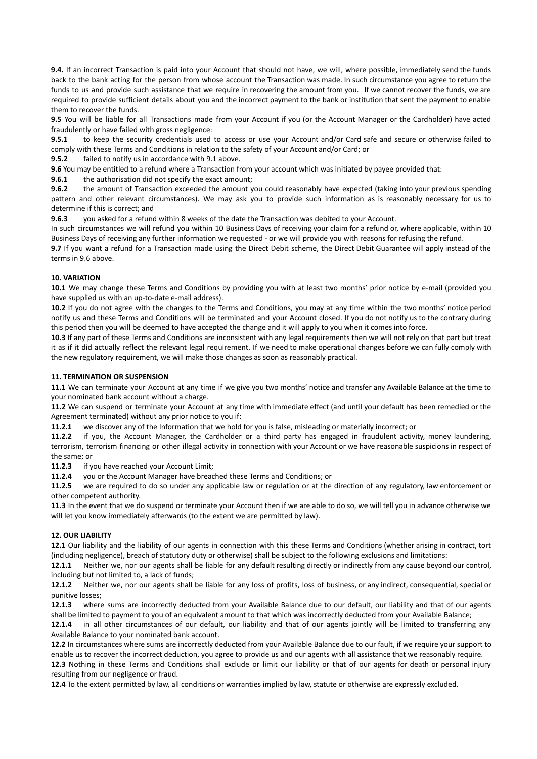**9.4.** If an incorrect Transaction is paid into your Account that should not have, we will, where possible, immediately send the funds back to the bank acting for the person from whose account the Transaction was made. In such circumstance you agree to return the funds to us and provide such assistance that we require in recovering the amount from you. If we cannot recover the funds, we are required to provide sufficient details about you and the incorrect payment to the bank or institution that sent the payment to enable them to recover the funds.

**9.5** You will be liable for all Transactions made from your Account if you (or the Account Manager or the Cardholder) have acted fraudulently or have failed with gross negligence:

**9.5.1** to keep the security credentials used to access or use your Account and/or Card safe and secure or otherwise failed to comply with these Terms and Conditions in relation to the safety of your Account and/or Card; or

**9.5.2** failed to notify us in accordance with 9.1 above.

**9.6** You may be entitled to a refund where a Transaction from your account which was initiated by payee provided that:

**9.6.1** the authorisation did not specify the exact amount;

**9.6.2** the amount of Transaction exceeded the amount you could reasonably have expected (taking into your previous spending pattern and other relevant circumstances). We may ask you to provide such information as is reasonably necessary for us to determine if this is correct; and

**9.6.3** you asked for a refund within 8 weeks of the date the Transaction was debited to your Account.

In such circumstances we will refund you within 10 Business Days of receiving your claim for a refund or, where applicable, within 10 Business Days of receiving any further information we requested - or we will provide you with reasons for refusing the refund.

**9.7** If you want a refund for a Transaction made using the Direct Debit scheme, the Direct Debit Guarantee will apply instead of the terms in 9.6 above.

## 10. VARIATION

**10.1** We may change these Terms and Conditions by providing you with at least two months' prior notice by e-mail (provided you have supplied us with an up-to-date e-mail address).

**10.2** If you do not agree with the changes to the Terms and Conditions, you may at any time within the two months' notice period notify us and these Terms and Conditions will be terminated and your Account closed. If you do not notify us to the contrary during this period then you will be deemed to have accepted the change and it will apply to you when it comes into force.

**10.3** If any part of these Terms and Conditions are inconsistent with any legal requirements then we will not rely on that part but treat it as if it did actually reflect the relevant legal requirement. If we need to make operational changes before we can fully comply with the new regulatory requirement, we will make those changes as soon as reasonably practical.

## 11. TERMINATION OR SUSPENSION

**11.1** We can terminate your Account at any time if we give you two months' notice and transfer any Available Balance at the time to your nominated bank account without a charge.

**11.2** We can suspend or terminate your Account at any time with immediate effect (and until your default has been remedied or the Agreement terminated) without any prior notice to you if:

**11.2.1** we discover any of the Information that we hold for you is false, misleading or materially incorrect; or

**11.2.2** if you, the Account Manager, the Cardholder or a third party has engaged in fraudulent activity, money laundering, terrorism, terrorism financing or other illegal activity in connection with your Account or we have reasonable suspicions in respect of the same; or

**11.2.3** if you have reached your Account Limit;

**11.2.4** you or the Account Manager have breached these Terms and Conditions; or

**11.2.5** we are required to do so under any applicable law or regulation or at the direction of any regulatory, law enforcement or other competent authority.

**11.3** In the event that we do suspend or terminate your Account then if we are able to do so, we will tell you in advance otherwise we will let you know immediately afterwards (to the extent we are permitted by law).

## 12. OUR LIABILITY

**12.1** Our liability and the liability of our agents in connection with this these Terms and Conditions (whether arising in contract, tort (including negligence), breach of statutory duty or otherwise) shall be subject to the following exclusions and limitations:

**12.1.1** Neither we, nor our agents shall be liable for any default resulting directly or indirectly from any cause beyond our control, including but not limited to, a lack of funds;

**12.1.2** Neither we, nor our agents shall be liable for any loss of profits, loss of business, or any indirect, consequential, special or punitive losses;

**12.1.3** where sums are incorrectly deducted from your Available Balance due to our default, our liability and that of our agents shall be limited to payment to you of an equivalent amount to that which was incorrectly deducted from your Available Balance;

**12.1.4** in all other circumstances of our default, our liability and that of our agents jointly will be limited to transferring any Available Balance to your nominated bank account.

**12.2** In circumstances where sums are incorrectly deducted from your Available Balance due to our fault, if we require your support to enable us to recover the incorrect deduction, you agree to provide us and our agents with all assistance that we reasonably require.

**12.3** Nothing in these Terms and Conditions shall exclude or limit our liability or that of our agents for death or personal injury resulting from our negligence or fraud.

**12.4** To the extent permitted by law, all conditions or warranties implied by law, statute or otherwise are expressly excluded.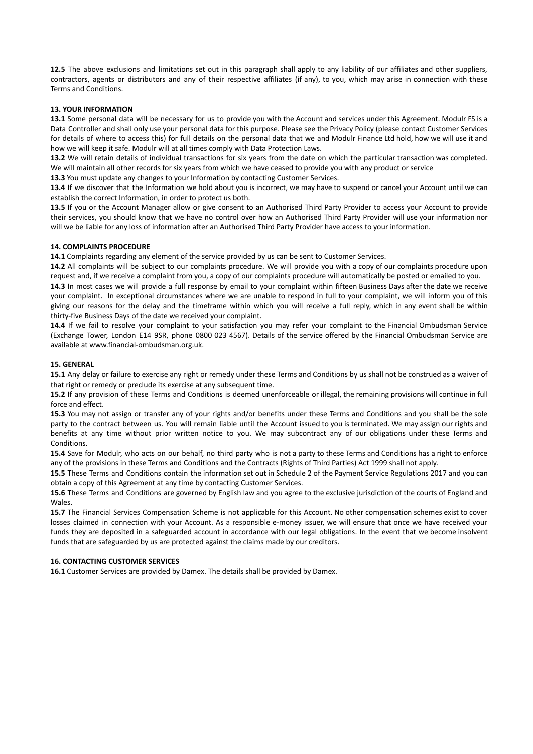**12.5** The above exclusions and limitations set out in this paragraph shall apply to any liability of our affiliates and other suppliers, contractors, agents or distributors and any of their respective affiliates (if any), to you, which may arise in connection with these Terms and Conditions.

**13. YOUR INFORMATION**

**13.1** Some personal data will be necessary for us to provide you with the Account and services under this Agreement. Modulr FS is a Data Controller and shall only use your personal data for this purpose. Please see the Privacy Policy (please contact Customer Services for details of where to access this) for full details on the personal data that we and Modulr Finance Ltd hold, how we will use it and how we will keep it safe. Modulr will at all times comply with Data Protection Laws.

**13.2** We will retain details of individual transactions for six years from the date on which the particular transaction was completed. We will maintain all other records for six years from which we have ceased to provide you with any product or service

**13.3** You must update any changes to your Information by contacting Customer Services.

**13.4** If we discover that the Information we hold about you is incorrect, we may have to suspend or cancel your Account until we can establish the correct Information, in order to protect us both.

**13.5** If you or the Account Manager allow or give consent to an Authorised Third Party Provider to access your Account to provide their services, you should know that we have no control over how an Authorised Third Party Provider will use your information nor will we be liable for any loss of information after an Authorised Third Party Provider have access to your information.

**14. COMPLAINTS PROCEDURE**

**14.1** Complaints regarding any element of the service provided by us can be sent to Customer Services.

**14.2** All complaints will be subject to our complaints procedure. We will provide you with a copy of our complaints procedure upon request and, if we receive a complaint from you, a copy of our complaints procedure will automatically be posted or emailed to you.

**14.3** In most cases we will provide a full response by email to your complaint within fifteen Business Days after the date we receive your complaint. In exceptional circumstances where we are unable to respond in full to your complaint, we will inform you of this giving our reasons for the delay and the timeframe within which you will receive a full reply, which in any event shall be within thirty-five Business Days of the date we received your complaint.

**14.4** If we fail to resolve your complaint to your satisfaction you may refer your complaint to the Financial Ombudsman Service (Exchange Tower, London E14 9SR, phone 0800 023 4567). Details of the service offered by the Financial Ombudsman Service are available at www.financial-ombudsman.org.uk.

**15. GENERAL**

**15.1** Any delay or failure to exercise any right or remedy under these Terms and Conditions by us shall not be construed as a waiver of that right or remedy or preclude its exercise at any subsequent time.

**15.2** If any provision of these Terms and Conditions is deemed unenforceable or illegal, the remaining provisions will continue in full force and effect.

**15.3** You may not assign or transfer any of your rights and/or benefits under these Terms and Conditions and you shall be the sole party to the contract between us. You will remain liable until the Account issued to you is terminated. We may assign our rights and benefits at any time without prior written notice to you. We may subcontract any of our obligations under these Terms and Conditions.

**15.4** Save for Modulr, who acts on our behalf, no third party who is not a party to these Terms and Conditions has a right to enforce any of the provisions in these Terms and Conditions and the Contracts (Rights of Third Parties) Act 1999 shall not apply.

**15.5** These Terms and Conditions contain the information set out in Schedule 2 of the Payment Service Regulations 2017 and you can obtain a copy of this Agreement at any time by contacting Customer Services.

**15.6** These Terms and Conditions are governed by English law and you agree to the exclusive jurisdiction of the courts of England and Wales.

**15.7** The Financial Services Compensation Scheme is not applicable for this Account. No other compensation schemes exist to cover losses claimed in connection with your Account. As a responsible e-money issuer, we will ensure that once we have received your funds they are deposited in a safeguarded account in accordance with our legal obligations. In the event that we become insolvent funds that are safeguarded by us are protected against the claims made by our creditors.

**16. CONTACTING CUSTOMER SERVICES**

**16.1** Customer Services are provided by Damex. The details shall be provided by Damex.